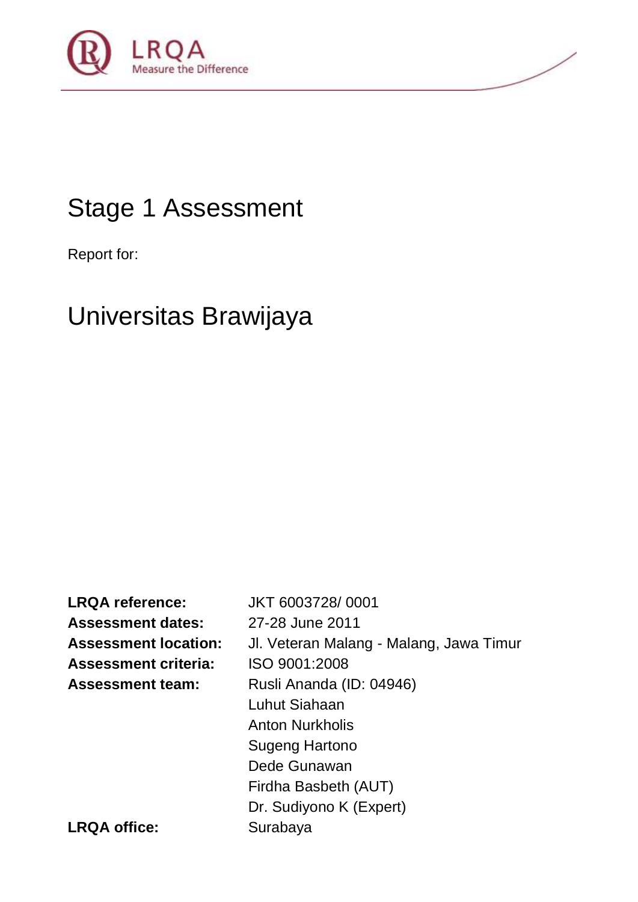LRQA
Measure the Difference

# Stage 1 Assessment

Report for:

## Universitas Brawijaya

| | |
|---|---|
| **LRQA reference:** | JKT 6003728/ 0001 |
| **Assessment dates:** | 27-28 June 2011 |
| **Assessment location:** | Jl. Veteran Malang - Malang, Jawa Timur |
| **Assessment criteria:** | ISO 9001:2008 |
| **Assessment team:** | Rusli Ananda (ID: 04946)<br>Luhut Siahaan<br>Anton Nurkholis<br>Sugeng Hartono<br>Dede Gunawan<br>Firdha Basbeth (AUT)<br>Dr. Sudiyono K (Expert) |
| **LRQA office:** | Surabaya |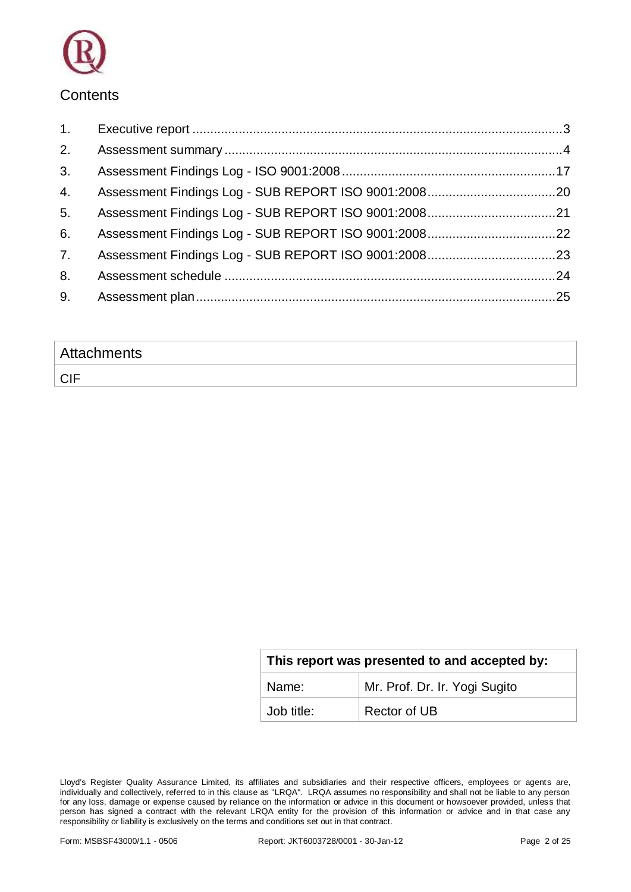## Contents

1. Executive report ........................................................................................................3
2. Assessment summary ...................................................................................................4
3. Assessment Findings Log - ISO 9001:2008 ..............................................................17
4. Assessment Findings Log - SUB REPORT ISO 9001:2008 ......................................20
5. Assessment Findings Log - SUB REPORT ISO 9001:2008 ......................................21
6. Assessment Findings Log - SUB REPORT ISO 9001:2008 ......................................22
7. Assessment Findings Log - SUB REPORT ISO 9001:2008 ......................................23
8. Assessment schedule ..................................................................................................24
9. Assessment plan ..........................................................................................................25

| Attachments |
|---|
| CIF |

| This report was presented to and accepted by: | |
|---|---|
| Name: | Mr. Prof. Dr. Ir. Yogi Sugito |
| Job title: | Rector of UB |

Lloyd's Register Quality Assurance Limited, its affiliates and subsidiaries and their respective officers, employees or agents are, individually and collectively, referred to in this clause as "LRQA". LRQA assumes no responsibility and shall not be liable to any person for any loss, damage or expense caused by reliance on the information or advice in this document or howsoever provided, unless that person has signed a contract with the relevant LRQA entity for the provision of this information or advice and in that case any responsibility or liability is exclusively on the terms and conditions set out in that contract.

Form: MSBSF43000/1.1 - 0506 Report: JKT6003728/0001 - 30-Jan-12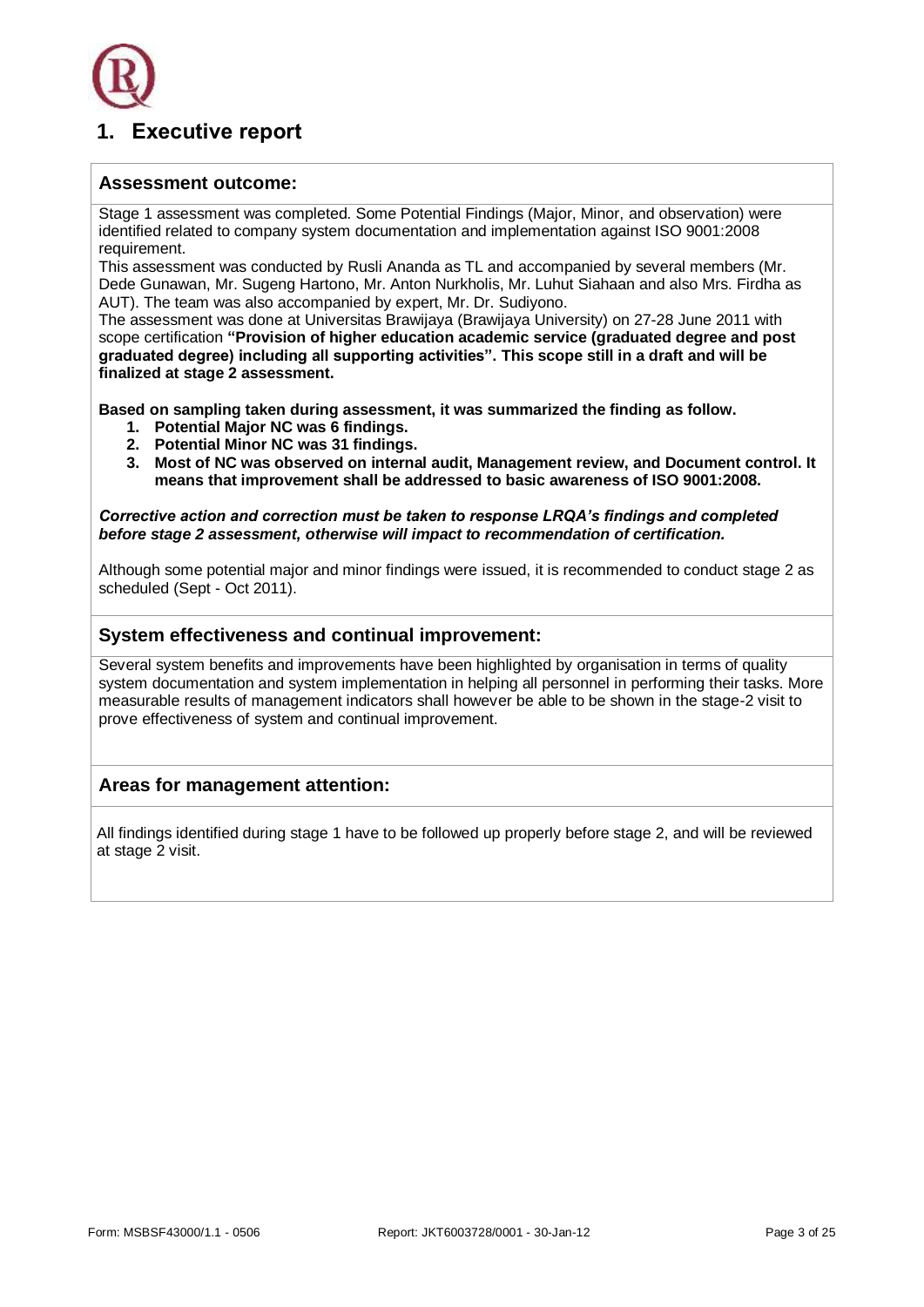# 1. Executive report

## Assessment outcome:

Stage 1 assessment was completed. Some Potential Findings (Major, Minor, and observation) were identified related to company system documentation and implementation against ISO 9001:2008 requirement.

This assessment was conducted by Rusli Ananda as TL and accompanied by several members (Mr. Dede Gunawan, Mr. Sugeng Hartono, Mr. Anton Nurkholis, Mr. Luhut Siahaan and also Mrs. Firdha as AUT). The team was also accompanied by expert, Mr. Dr. Sudiyono.

The assessment was done at Universitas Brawijaya (Brawijaya University) on 27-28 June 2011 with scope certification **"Provision of higher education academic service (graduated degree and post graduated degree) including all supporting activities". This scope still in a draft and will be finalized at stage 2 assessment.**

**Based on sampling taken during assessment, it was summarized the finding as follow.**

1. **Potential Major NC was 6 findings.**
2. **Potential Minor NC was 31 findings.**
3. **Most of NC was observed on internal audit, Management review, and Document control. It means that improvement shall be addressed to basic awareness of ISO 9001:2008.**

***Corrective action and correction must be taken to response LRQA's findings and completed before stage 2 assessment, otherwise will impact to recommendation of certification.***

Although some potential major and minor findings were issued, it is recommended to conduct stage 2 as scheduled (Sept - Oct 2011).

## System effectiveness and continual improvement:

Several system benefits and improvements have been highlighted by organisation in terms of quality system documentation and system implementation in helping all personnel in performing their tasks. More measurable results of management indicators shall however be able to be shown in the stage-2 visit to prove effectiveness of system and continual improvement.

## Areas for management attention:

All findings identified during stage 1 have to be followed up properly before stage 2, and will be reviewed at stage 2 visit.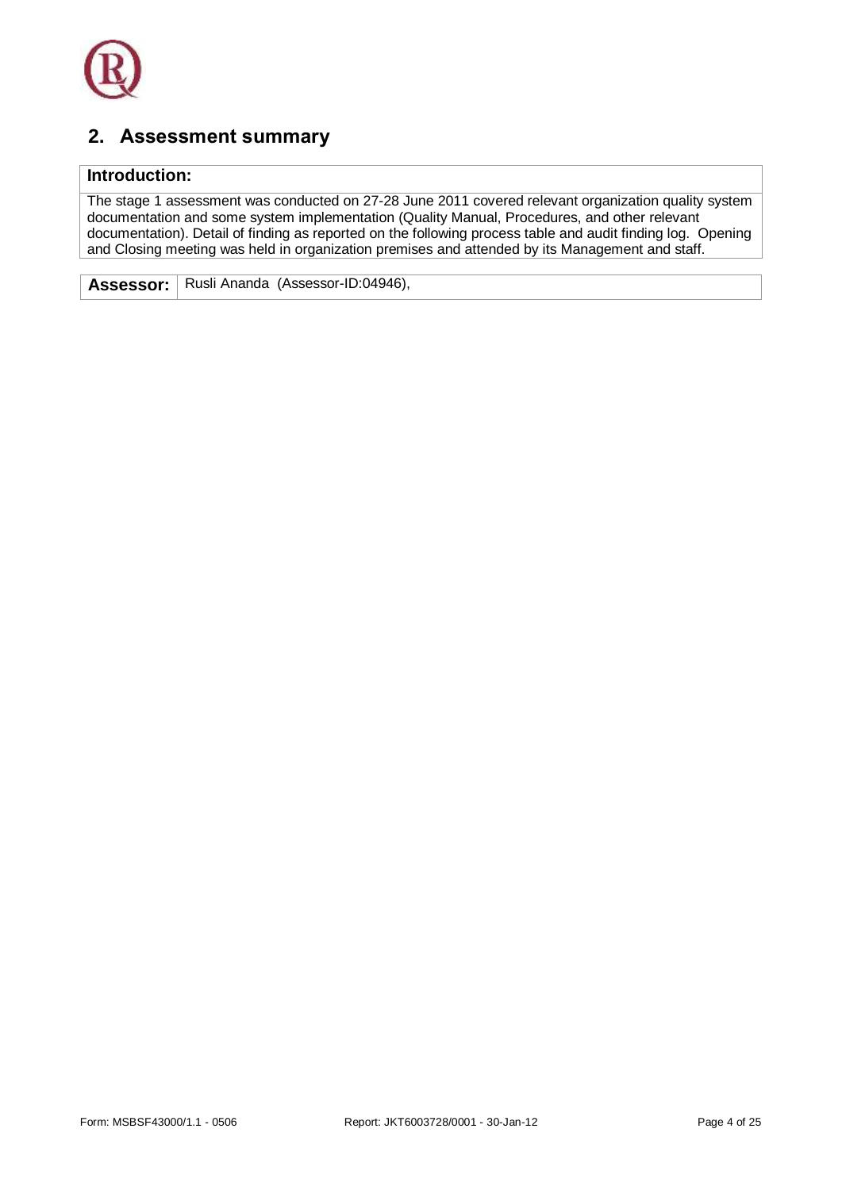## 2. Assessment summary

| Introduction: |
|---|
| The stage 1 assessment was conducted on 27-28 June 2011 covered relevant organization quality system documentation and some system implementation (Quality Manual, Procedures, and other relevant documentation). Detail of finding as reported on the following process table and audit finding log. Opening and Closing meeting was held in organization premises and attended by its Management and staff. |

| Assessor: | Rusli Ananda (Assessor-ID:04946), |
|---|---|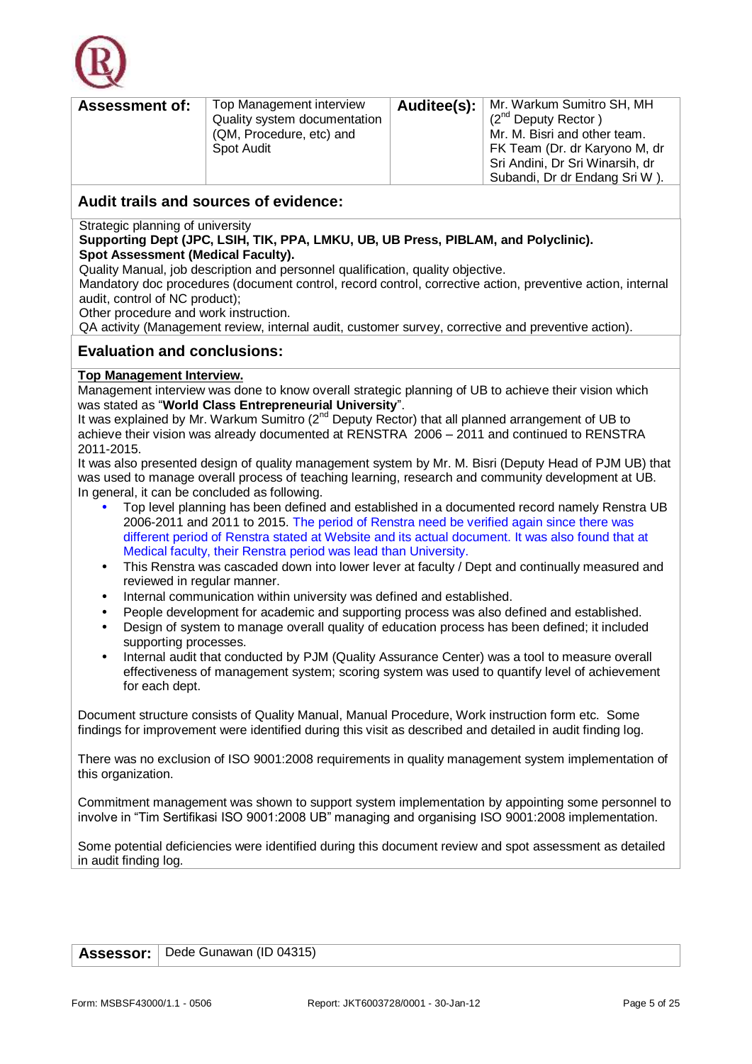| **Assessment of:** | Top Management interview Quality system documentation (QM, Procedure, etc) and Spot Audit | **Auditee(s):** | Mr. Warkum Sumitro SH, MH (2nd Deputy Rector ) Mr. M. Bisri and other team. FK Team (Dr. dr Karyono M, dr Sri Andini, Dr Sri Winarsih, dr Subandi, Dr dr Endang Sri W ). |
|---|---|---|---|

## Audit trails and sources of evidence:

Strategic planning of university
**Supporting Dept (JPC, LSIH, TIK, PPA, LMKU, UB, UB Press, PIBLAM, and Polyclinic).**
**Spot Assessment (Medical Faculty).**
Quality Manual, job description and personnel qualification, quality objective.
Mandatory doc procedures (document control, record control, corrective action, preventive action, internal audit, control of NC product);
Other procedure and work instruction.
QA activity (Management review, internal audit, customer survey, corrective and preventive action).

## Evaluation and conclusions:

**Top Management Interview.**

Management interview was done to know overall strategic planning of UB to achieve their vision which was stated as "**World Class Entrepreneurial University**".
It was explained by Mr. Warkum Sumitro (2nd Deputy Rector) that all planned arrangement of UB to achieve their vision was already documented at RENSTRA 2006 – 2011 and continued to RENSTRA 2011-2015.
It was also presented design of quality management system by Mr. M. Bisri (Deputy Head of PJM UB) that was used to manage overall process of teaching learning, research and community development at UB.
In general, it can be concluded as following.

- Top level planning has been defined and established in a documented record namely Renstra UB 2006-2011 and 2011 to 2015. The period of Renstra need be verified again since there was different period of Renstra stated at Website and its actual document. It was also found that at Medical faculty, their Renstra period was lead than University.
- This Renstra was cascaded down into lower lever at faculty / Dept and continually measured and reviewed in regular manner.
- Internal communication within university was defined and established.
- People development for academic and supporting process was also defined and established.
- Design of system to manage overall quality of education process has been defined; it included supporting processes.
- Internal audit that conducted by PJM (Quality Assurance Center) was a tool to measure overall effectiveness of management system; scoring system was used to quantify level of achievement for each dept.

Document structure consists of Quality Manual, Manual Procedure, Work instruction form etc. Some findings for improvement were identified during this visit as described and detailed in audit finding log.

There was no exclusion of ISO 9001:2008 requirements in quality management system implementation of this organization.

Commitment management was shown to support system implementation by appointing some personnel to involve in "Tim Sertifikasi ISO 9001:2008 UB" managing and organising ISO 9001:2008 implementation.

Some potential deficiencies were identified during this document review and spot assessment as detailed in audit finding log.

| **Assessor:** | Dede Gunawan (ID 04315) |
|---|---|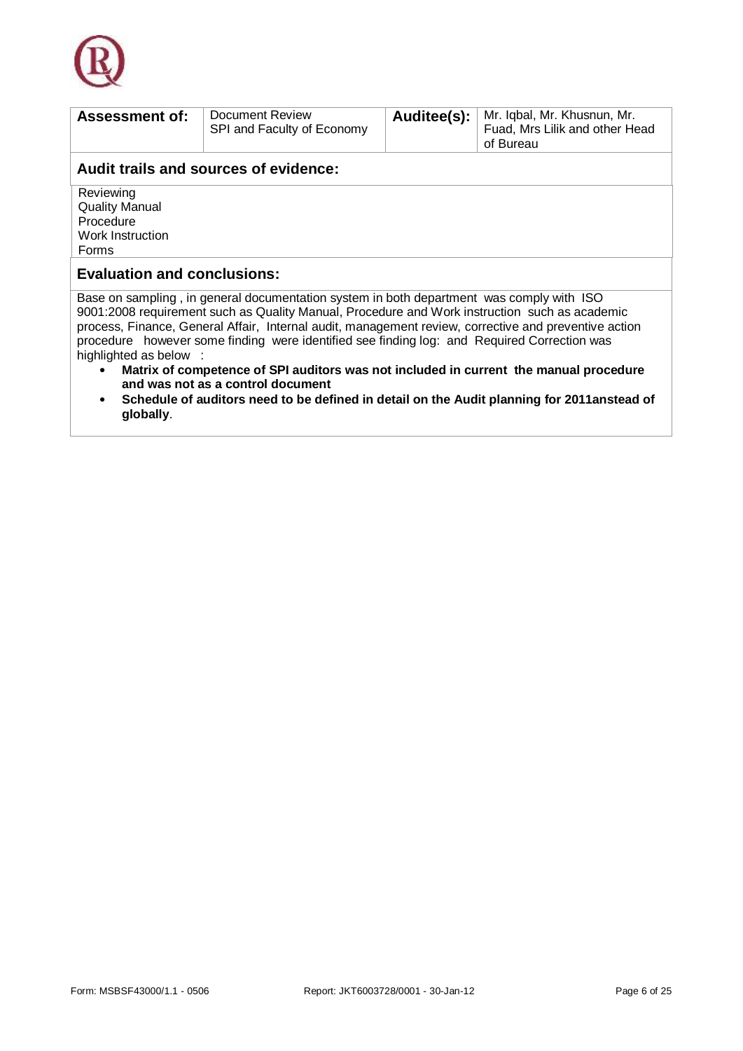| **Assessment of:** | Document Review<br>SPI and Faculty of Economy | **Auditee(s):** | Mr. Iqbal, Mr. Khusnun, Mr. Fuad, Mrs Lilik and other Head of Bureau |
|---|---|---|---|

### Audit trails and sources of evidence:

Reviewing
Quality Manual
Procedure
Work Instruction
Forms

### Evaluation and conclusions:

Base on sampling , in general documentation system in both department was comply with ISO 9001:2008 requirement such as Quality Manual, Procedure and Work instruction such as academic process, Finance, General Affair, Internal audit, management review, corrective and preventive action procedure however some finding were identified see finding log: and Required Correction was highlighted as below :

- **Matrix of competence of SPI auditors was not included in current the manual procedure and was not as a control document**
- **Schedule of auditors need to be defined in detail on the Audit planning for 2011anstead of globally**.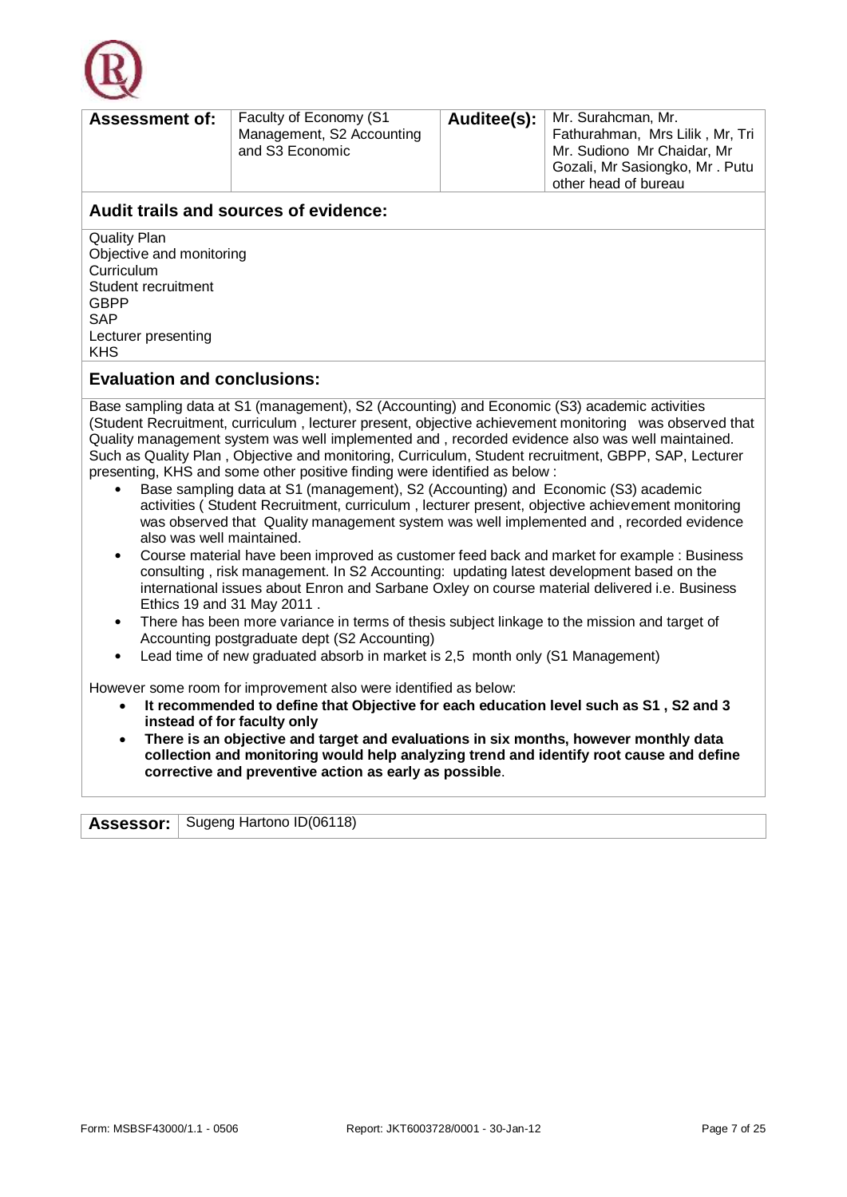| Assessment of: | Faculty of Economy (S1 Management, S2 Accounting and S3 Economic | Auditee(s): | Mr. Surahcman, Mr. Fathurahman, Mrs Lilik , Mr, Tri Mr. Sudiono Mr Chaidar, Mr Gozali, Mr Sasiongko, Mr . Putu other head of bureau |
|---|---|---|---|

## Audit trails and sources of evidence:

Quality Plan
Objective and monitoring
Curriculum
Student recruitment
GBPP
SAP
Lecturer presenting
KHS

## Evaluation and conclusions:

Base sampling data at S1 (management), S2 (Accounting) and Economic (S3) academic activities (Student Recruitment, curriculum , lecturer present, objective achievement monitoring was observed that Quality management system was well implemented and , recorded evidence also was well maintained. Such as Quality Plan , Objective and monitoring, Curriculum, Student recruitment, GBPP, SAP, Lecturer presenting, KHS and some other positive finding were identified as below :

- Base sampling data at S1 (management), S2 (Accounting) and Economic (S3) academic activities ( Student Recruitment, curriculum , lecturer present, objective achievement monitoring was observed that Quality management system was well implemented and , recorded evidence also was well maintained.
- Course material have been improved as customer feed back and market for example : Business consulting , risk management. In S2 Accounting: updating latest development based on the international issues about Enron and Sarbane Oxley on course material delivered i.e. Business Ethics 19 and 31 May 2011 .
- There has been more variance in terms of thesis subject linkage to the mission and target of Accounting postgraduate dept (S2 Accounting)
- Lead time of new graduated absorb in market is 2,5 month only (S1 Management)

However some room for improvement also were identified as below:

- **It recommended to define that Objective for each education level such as S1 , S2 and 3 instead of for faculty only**
- **There is an objective and target and evaluations in six months, however monthly data collection and monitoring would help analyzing trend and identify root cause and define corrective and preventive action as early as possible**.

| Assessor: | Sugeng Hartono ID(06118) |
|---|---|

Form: MSBSF43000/1.1 - 0506 Report: JKT6003728/0001 - 30-Jan-12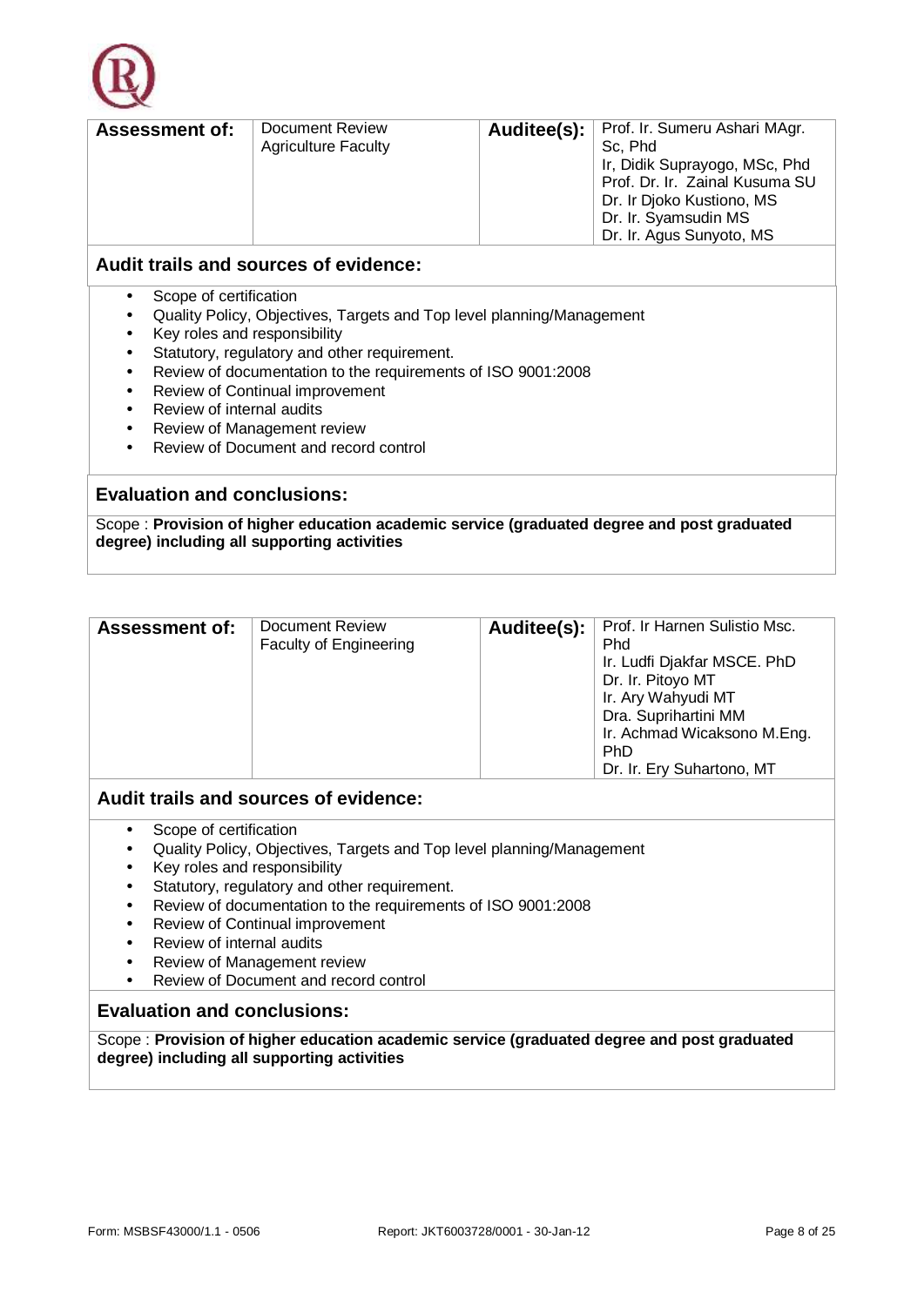| **Assessment of:** | Document Review<br>Agriculture Faculty | **Auditee(s):** | Prof. Ir. Sumeru Ashari MAgr. Sc, Phd<br>Ir, Didik Suprayogo, MSc, Phd<br>Prof. Dr. Ir. Zainal Kusuma SU<br>Dr. Ir Djoko Kustiono, MS<br>Dr. Ir. Syamsudin MS<br>Dr. Ir. Agus Sunyoto, MS |
|---|---|---|---|

**Audit trails and sources of evidence:**

- Scope of certification
- Quality Policy, Objectives, Targets and Top level planning/Management
- Key roles and responsibility
- Statutory, regulatory and other requirement.
- Review of documentation to the requirements of ISO 9001:2008
- Review of Continual improvement
- Review of internal audits
- Review of Management review
- Review of Document and record control

**Evaluation and conclusions:**

Scope : **Provision of higher education academic service (graduated degree and post graduated degree) including all supporting activities**

| **Assessment of:** | Document Review<br>Faculty of Engineering | **Auditee(s):** | Prof. Ir Harnen Sulistio Msc. Phd<br>Ir. Ludfi Djakfar MSCE. PhD<br>Dr. Ir. Pitoyo MT<br>Ir. Ary Wahyudi MT<br>Dra. Suprihartini MM<br>Ir. Achmad Wicaksono M.Eng. PhD<br>Dr. Ir. Ery Suhartono, MT |
|---|---|---|---|

**Audit trails and sources of evidence:**

- Scope of certification
- Quality Policy, Objectives, Targets and Top level planning/Management
- Key roles and responsibility
- Statutory, regulatory and other requirement.
- Review of documentation to the requirements of ISO 9001:2008
- Review of Continual improvement
- Review of internal audits
- Review of Management review
- Review of Document and record control

**Evaluation and conclusions:**

Scope : **Provision of higher education academic service (graduated degree and post graduated degree) including all supporting activities**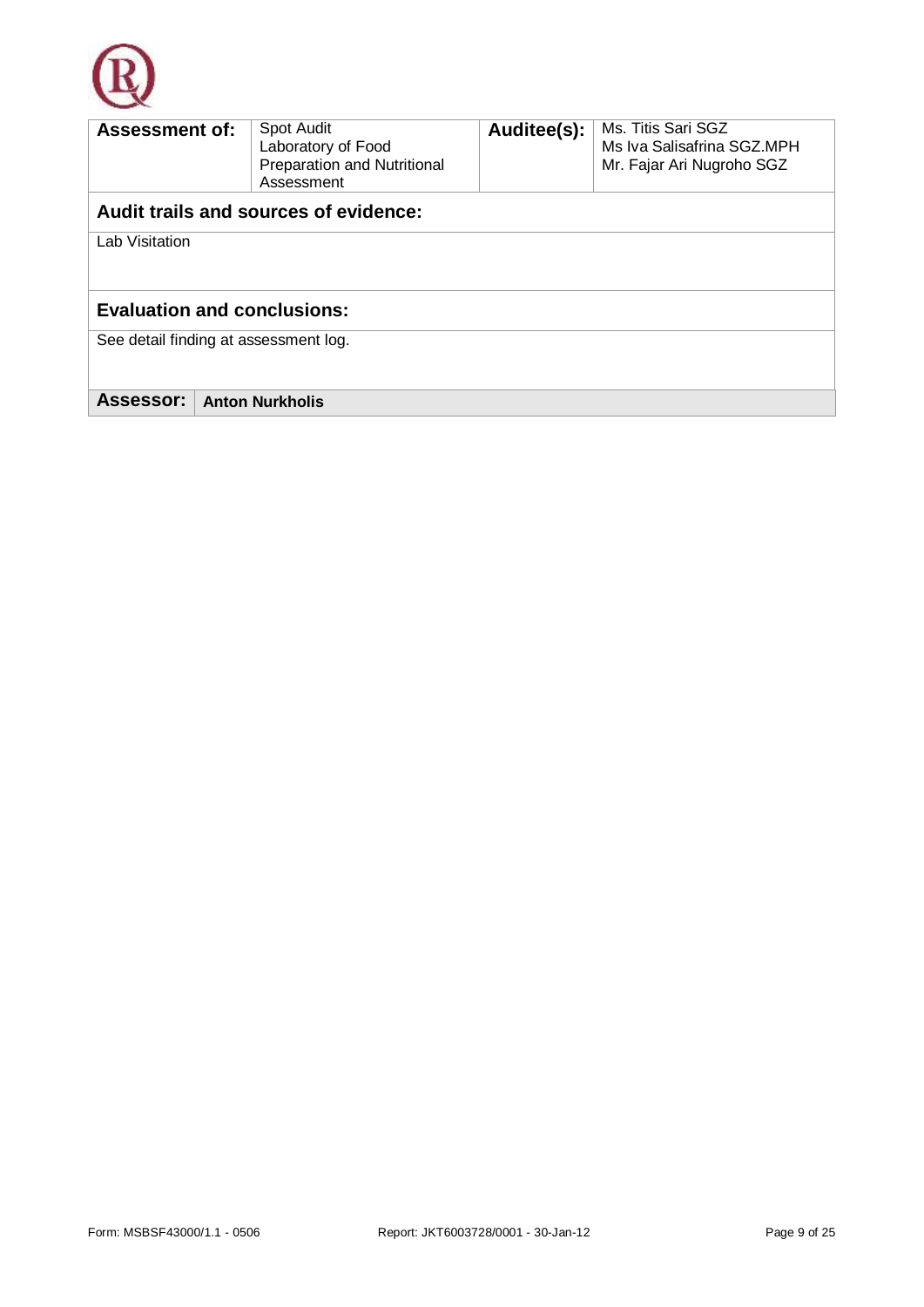| **Assessment of:** | Spot Audit<br>Laboratory of Food Preparation and Nutritional Assessment | **Auditee(s):** | Ms. Titis Sari SGZ<br>Ms Iva Salisafrina SGZ.MPH<br>Mr. Fajar Ari Nugroho SGZ |
|---|---|---|---|

**Audit trails and sources of evidence:**

Lab Visitation

**Evaluation and conclusions:**

See detail finding at assessment log.

| **Assessor:** | **Anton Nurkholis** |
|---|---|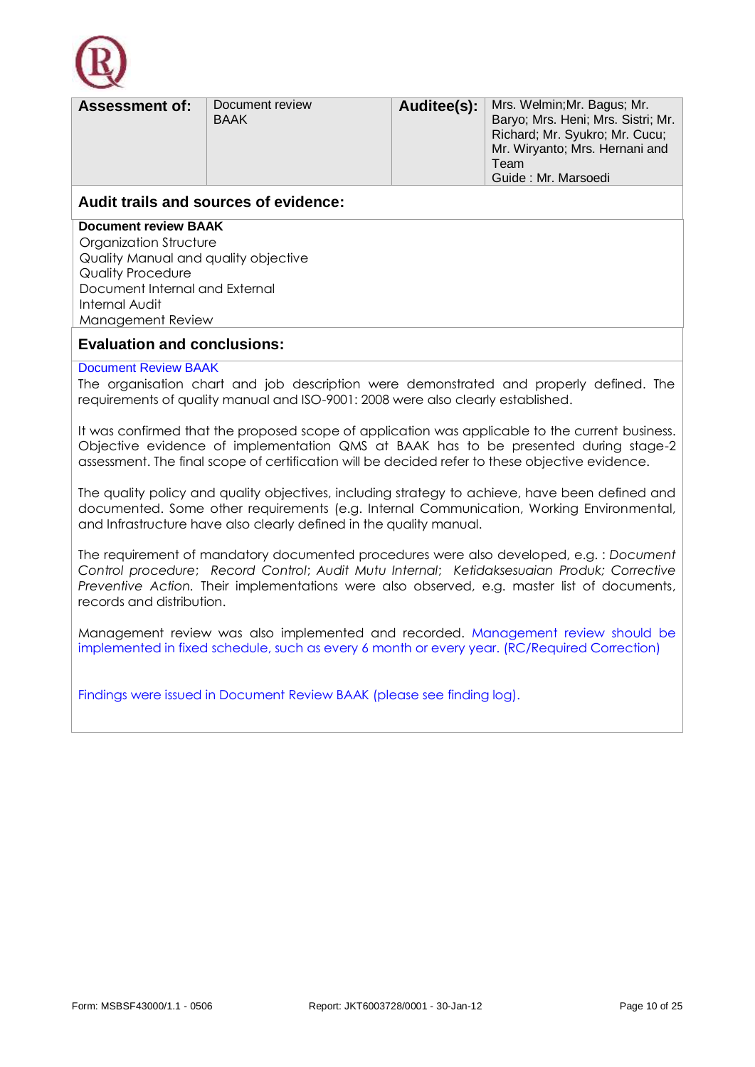| **Assessment of:** | Document review BAAK | **Auditee(s):** | Mrs. Welmin;Mr. Bagus; Mr. Baryo; Mrs. Heni; Mrs. Sistri; Mr. Richard; Mr. Syukro; Mr. Cucu; Mr. Wiryanto; Mrs. Hernani and Team<br>Guide : Mr. Marsoedi |
|---|---|---|---|

## Audit trails and sources of evidence:

**Document review BAAK**
Organization Structure
Quality Manual and quality objective
Quality Procedure
Document Internal and External
Internal Audit
Management Review

## Evaluation and conclusions:

Document Review BAAK

The organisation chart and job description were demonstrated and properly defined. The requirements of quality manual and ISO-9001: 2008 were also clearly established.

It was confirmed that the proposed scope of application was applicable to the current business. Objective evidence of implementation QMS at BAAK has to be presented during stage-2 assessment. The final scope of certification will be decided refer to these objective evidence.

The quality policy and quality objectives, including strategy to achieve, have been defined and documented. Some other requirements (e.g. Internal Communication, Working Environmental, and Infrastructure have also clearly defined in the quality manual.

The requirement of mandatory documented procedures were also developed, e.g. : *Document Control procedure*; *Record Control*; *Audit Mutu Internal*; *Ketidaksesuaian Produk; Corrective Preventive Action*. Their implementations were also observed, e.g. master list of documents, records and distribution.

Management review was also implemented and recorded. Management review should be implemented in fixed schedule, such as every 6 month or every year. (RC/Required Correction)

Findings were issued in Document Review BAAK (please see finding log).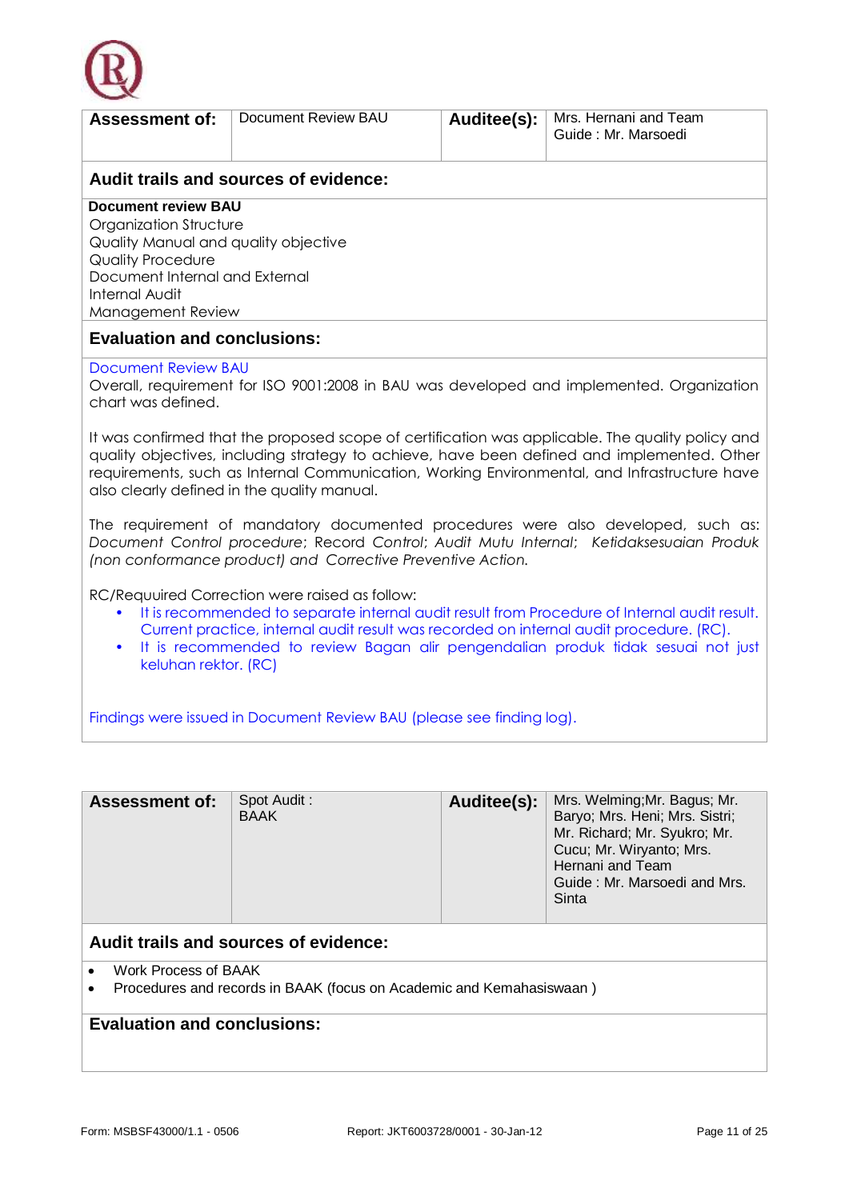| **Assessment of:** | Document Review BAU | **Auditee(s):** | Mrs. Hernani and Team<br>Guide : Mr. Marsoedi |
|---|---|---|---|

**Audit trails and sources of evidence:**

**Document review BAU**
Organization Structure
Quality Manual and quality objective
Quality Procedure
Document Internal and External
Internal Audit
Management Review

**Evaluation and conclusions:**

Document Review BAU
Overall, requirement for ISO 9001:2008 in BAU was developed and implemented. Organization chart was defined.

It was confirmed that the proposed scope of certification was applicable. The quality policy and quality objectives, including strategy to achieve, have been defined and implemented. Other requirements, such as Internal Communication, Working Environmental, and Infrastructure have also clearly defined in the quality manual.

The requirement of mandatory documented procedures were also developed, such as: *Document Control procedure*; *Record Control*; *Audit Mutu Internal*; *Ketidaksesuaian Produk (non conformance product) and Corrective Preventive Action.*

RC/Requuired Correction were raised as follow:

- It is recommended to separate internal audit result from Procedure of Internal audit result. Current practice, internal audit result was recorded on internal audit procedure. (RC).
- It is recommended to review Bagan alir pengendalian produk tidak sesuai not just keluhan rektor. (RC)

Findings were issued in Document Review BAU (please see finding log).

| **Assessment of:** | Spot Audit :<br>BAAK | **Auditee(s):** | Mrs. Welming;Mr. Bagus; Mr. Baryo; Mrs. Heni; Mrs. Sistri; Mr. Richard; Mr. Syukro; Mr. Cucu; Mr. Wiryanto; Mrs. Hernani and Team<br>Guide : Mr. Marsoedi and Mrs. Sinta |
|---|---|---|---|

**Audit trails and sources of evidence:**

- Work Process of BAAK
- Procedures and records in BAAK (focus on Academic and Kemahasiswaan )

**Evaluation and conclusions:**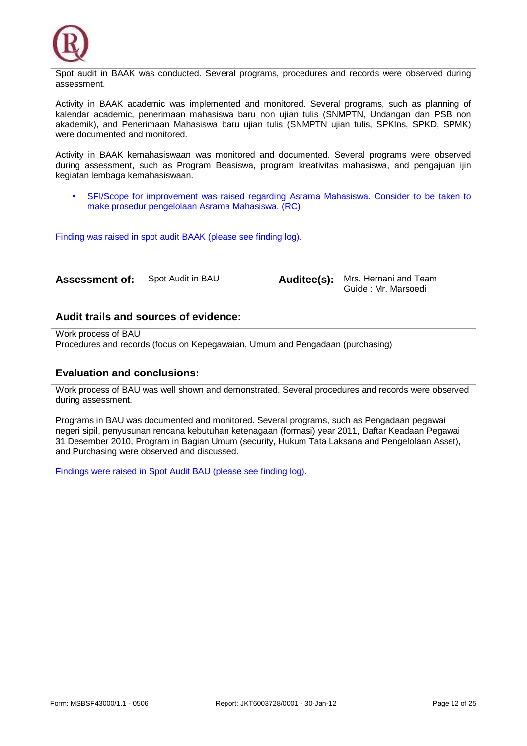Spot audit in BAAK was conducted. Several programs, procedures and records were observed during assessment.

Activity in BAAK academic was implemented and monitored. Several programs, such as planning of kalendar academic, penerimaan mahasiswa baru non ujian tulis (SNMPTN, Undangan dan PSB non akademik), and Penerimaan Mahasiswa baru ujian tulis (SNMPTN ujian tulis, SPKIns, SPKD, SPMK) were documented and monitored.

Activity in BAAK kemahasiswaan was monitored and documented. Several programs were observed during assessment, such as Program Beasiswa, program kreativitas mahasiswa, and pengajuan ijin kegiatan lembaga kemahasiswaan.

- SFI/Scope for improvement was raised regarding Asrama Mahasiswa. Consider to be taken to make prosedur pengelolaan Asrama Mahasiswa. (RC)

Finding was raised in spot audit BAAK (please see finding log).

| **Assessment of:** | Spot Audit in BAU | **Auditee(s):** | Mrs. Hernani and Team<br>Guide : Mr. Marsoedi |
|---|---|---|---|

**Audit trails and sources of evidence:**

Work process of BAU
Procedures and records (focus on Kepegawaian, Umum and Pengadaan (purchasing)

**Evaluation and conclusions:**

Work process of BAU was well shown and demonstrated. Several procedures and records were observed during assessment.

Programs in BAU was documented and monitored. Several programs, such as Pengadaan pegawai negeri sipil, penyusunan rencana kebutuhan ketenagaan (formasi) year 2011, Daftar Keadaan Pegawai 31 Desember 2010, Program in Bagian Umum (security, Hukum Tata Laksana and Pengelolaan Asset), and Purchasing were observed and discussed.

Findings were raised in Spot Audit BAU (please see finding log).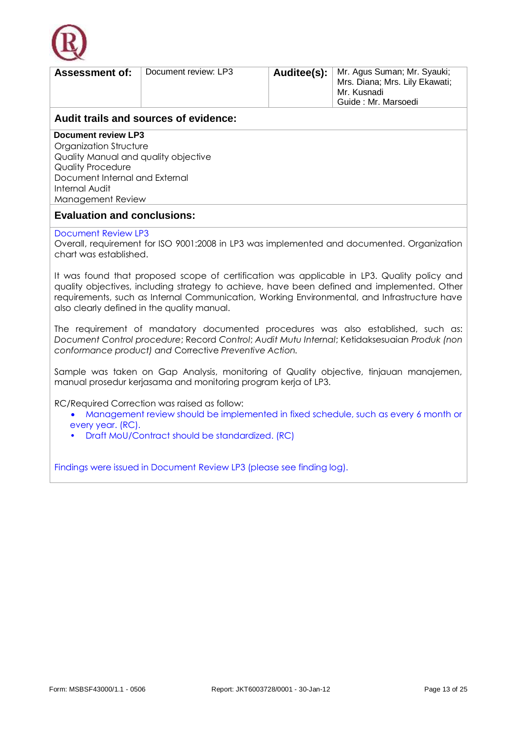| Assessment of: | Document review: LP3 | Auditee(s): | Mr. Agus Suman; Mr. Syauki; Mrs. Diana; Mrs. Lily Ekawati; Mr. Kusnadi<br>Guide : Mr. Marsoedi |
|---|---|---|---|

## Audit trails and sources of evidence:

**Document review LP3**
Organization Structure
Quality Manual and quality objective
Quality Procedure
Document Internal and External
Internal Audit
Management Review

## Evaluation and conclusions:

Document Review LP3
Overall, requirement for ISO 9001:2008 in LP3 was implemented and documented. Organization chart was established.

It was found that proposed scope of certification was applicable in LP3. Quality policy and quality objectives, including strategy to achieve, have been defined and implemented. Other requirements, such as Internal Communication, Working Environmental, and Infrastructure have also clearly defined in the quality manual.

The requirement of mandatory documented procedures was also established, such as: *Document Control procedure*; Record *Control*; *Audit Mutu Internal*; Ketidaksesuaian *Produk (non conformance product) and* Corrective *Preventive Action.*

Sample was taken on Gap Analysis, monitoring of Quality objective, tinjauan manajemen, manual prosedur kerjasama and monitoring program kerja of LP3.

RC/Required Correction was raised as follow:

- Management review should be implemented in fixed schedule, such as every 6 month or every year. (RC).
- Draft MoU/Contract should be standardized. (RC)

Findings were issued in Document Review LP3 (please see finding log).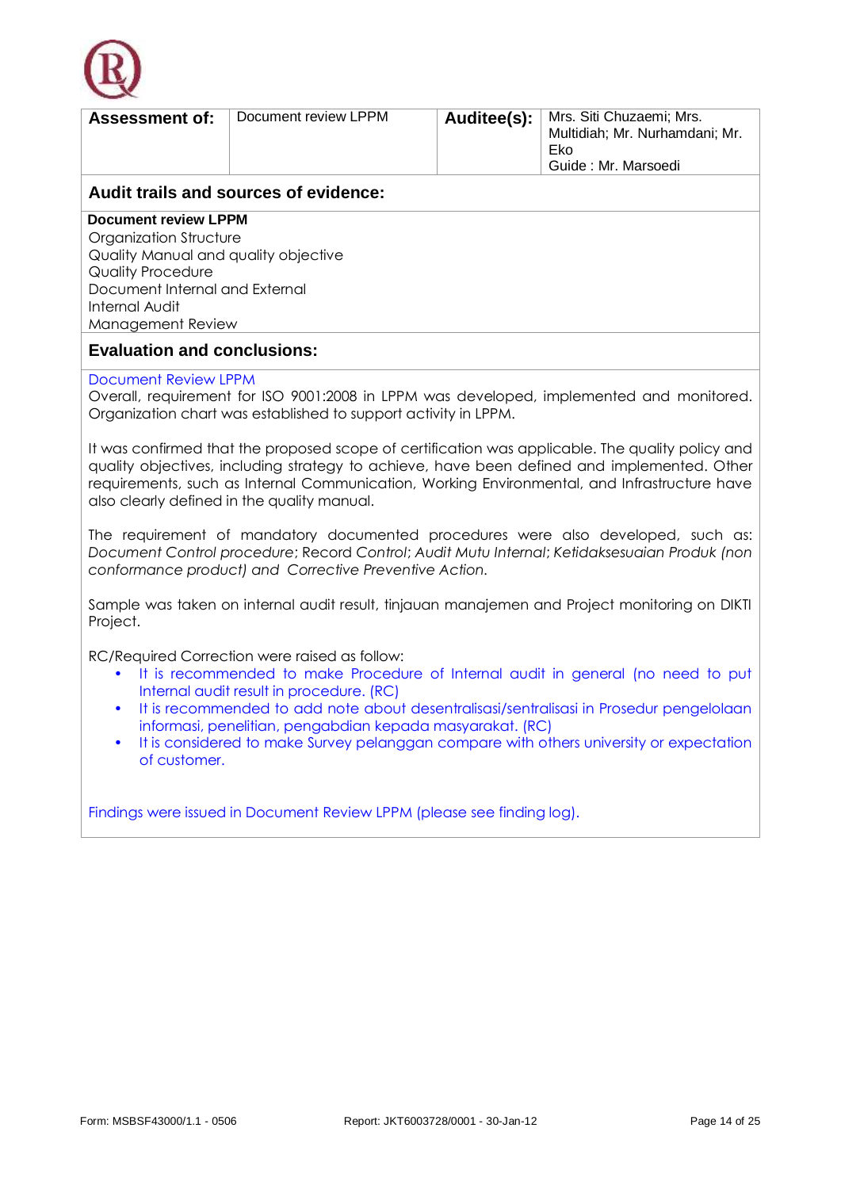| **Assessment of:** | Document review LPPM | **Auditee(s):** | Mrs. Siti Chuzaemi; Mrs. Multidiah; Mr. Nurhamdani; Mr. Eko<br>Guide : Mr. Marsoedi |
|---|---|---|---|

## Audit trails and sources of evidence:

**Document review LPPM**

Organization Structure
Quality Manual and quality objective
Quality Procedure
Document Internal and External
Internal Audit
Management Review

## Evaluation and conclusions:

Document Review LPPM

Overall, requirement for ISO 9001:2008 in LPPM was developed, implemented and monitored. Organization chart was established to support activity in LPPM.

It was confirmed that the proposed scope of certification was applicable. The quality policy and quality objectives, including strategy to achieve, have been defined and implemented. Other requirements, such as Internal Communication, Working Environmental, and Infrastructure have also clearly defined in the quality manual.

The requirement of mandatory documented procedures were also developed, such as: *Document Control procedure*; Record *Control*; *Audit Mutu Internal*; *Ketidaksesuaian Produk (non conformance product) and Corrective Preventive Action.*

Sample was taken on internal audit result, tinjauan manajemen and Project monitoring on DIKTI Project.

RC/Required Correction were raised as follow:

- It is recommended to make Procedure of Internal audit in general (no need to put Internal audit result in procedure. (RC)
- It is recommended to add note about desentralisasi/sentralisasi in Prosedur pengelolaan informasi, penelitian, pengabdian kepada masyarakat. (RC)
- It is considered to make Survey pelanggan compare with others university or expectation of customer.

Findings were issued in Document Review LPPM (please see finding log).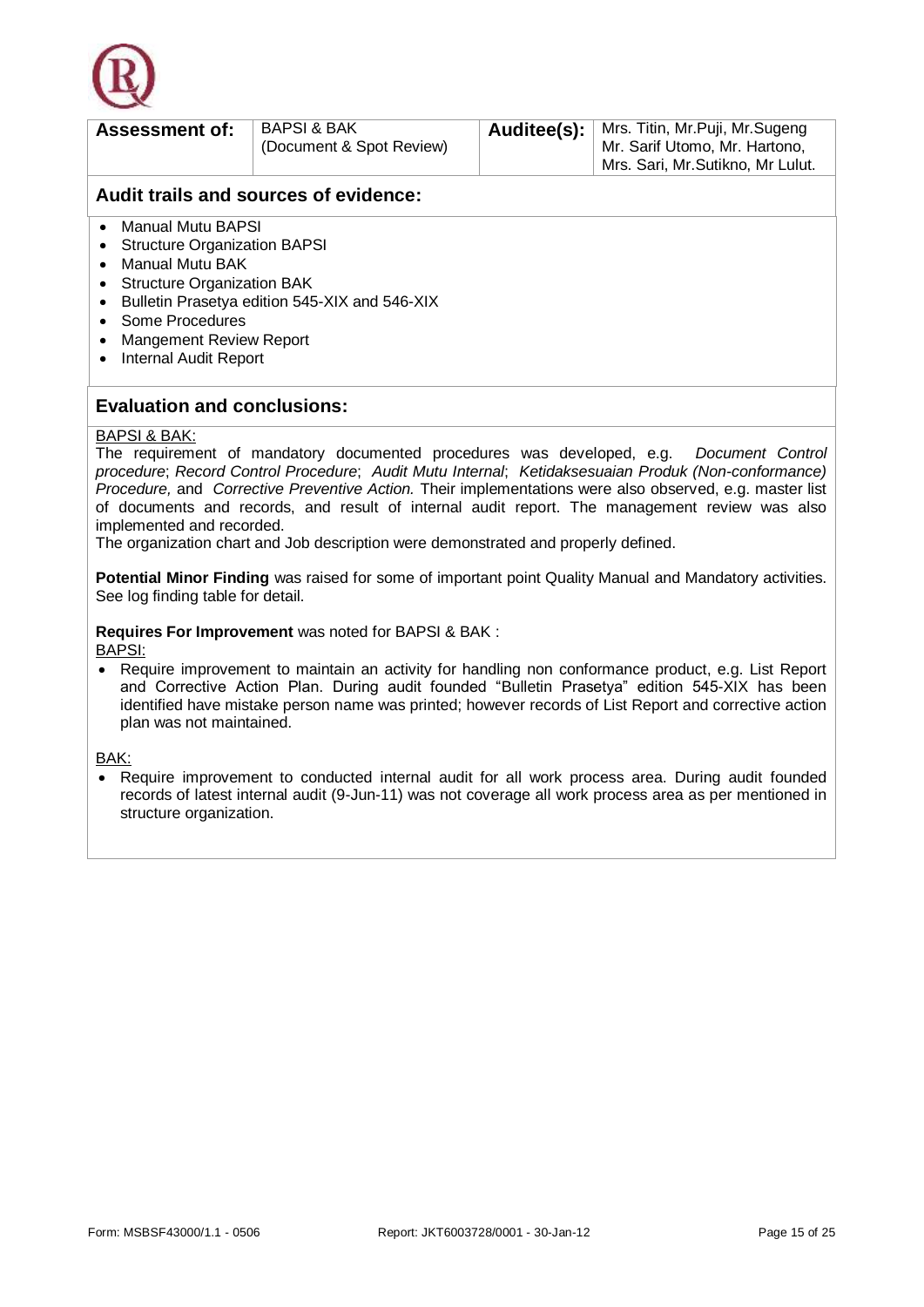| **Assessment of:** | BAPSI & BAK (Document & Spot Review) | **Auditee(s):** | Mrs. Titin, Mr.Puji, Mr.Sugeng Mr. Sarif Utomo, Mr. Hartono, Mrs. Sari, Mr.Sutikno, Mr Lulut. |
|---|---|---|---|

## Audit trails and sources of evidence:

- Manual Mutu BAPSI
- Structure Organization BAPSI
- Manual Mutu BAK
- Structure Organization BAK
- Bulletin Prasetya edition 545-XIX and 546-XIX
- Some Procedures
- Mangement Review Report
- Internal Audit Report

## Evaluation and conclusions:

BAPSI & BAK:

The requirement of mandatory documented procedures was developed, e.g. *Document Control procedure*; *Record Control Procedure*; *Audit Mutu Internal*; *Ketidaksesuaian Produk (Non-conformance) Procedure,* and *Corrective Preventive Action.* Their implementations were also observed, e.g. master list of documents and records, and result of internal audit report. The management review was also implemented and recorded.

The organization chart and Job description were demonstrated and properly defined.

**Potential Minor Finding** was raised for some of important point Quality Manual and Mandatory activities. See log finding table for detail.

**Requires For Improvement** was noted for BAPSI & BAK :

BAPSI:

- Require improvement to maintain an activity for handling non conformance product, e.g. List Report and Corrective Action Plan. During audit founded "Bulletin Prasetya" edition 545-XIX has been identified have mistake person name was printed; however records of List Report and corrective action plan was not maintained.

BAK:

- Require improvement to conducted internal audit for all work process area. During audit founded records of latest internal audit (9-Jun-11) was not coverage all work process area as per mentioned in structure organization.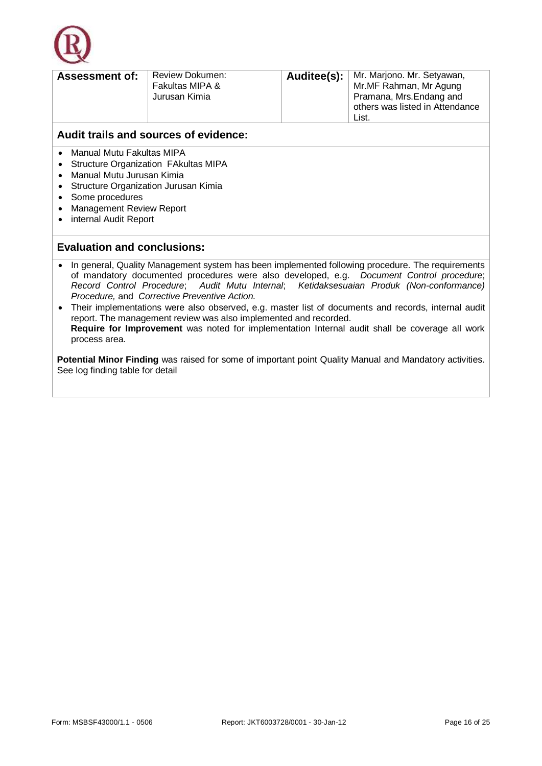| **Assessment of:** | Review Dokumen: Fakultas MIPA & Jurusan Kimia | **Auditee(s):** | Mr. Marjono. Mr. Setyawan, Mr.MF Rahman, Mr Agung Pramana, Mrs.Endang and others was listed in Attendance List. |
|---|---|---|---|

## Audit trails and sources of evidence:

- Manual Mutu Fakultas MIPA
- Structure Organization FAkultas MIPA
- Manual Mutu Jurusan Kimia
- Structure Organization Jurusan Kimia
- Some procedures
- Management Review Report
- internal Audit Report

## Evaluation and conclusions:

- In general, Quality Management system has been implemented following procedure. The requirements of mandatory documented procedures were also developed, e.g. *Document Control procedure*; *Record Control Procedure*; *Audit Mutu Internal*; *Ketidaksesuaian Produk (Non-conformance) Procedure,* and *Corrective Preventive Action.*
- Their implementations were also observed, e.g. master list of documents and records, internal audit report. The management review was also implemented and recorded.
  **Require for Improvement** was noted for implementation Internal audit shall be coverage all work process area.

**Potential Minor Finding** was raised for some of important point Quality Manual and Mandatory activities. See log finding table for detail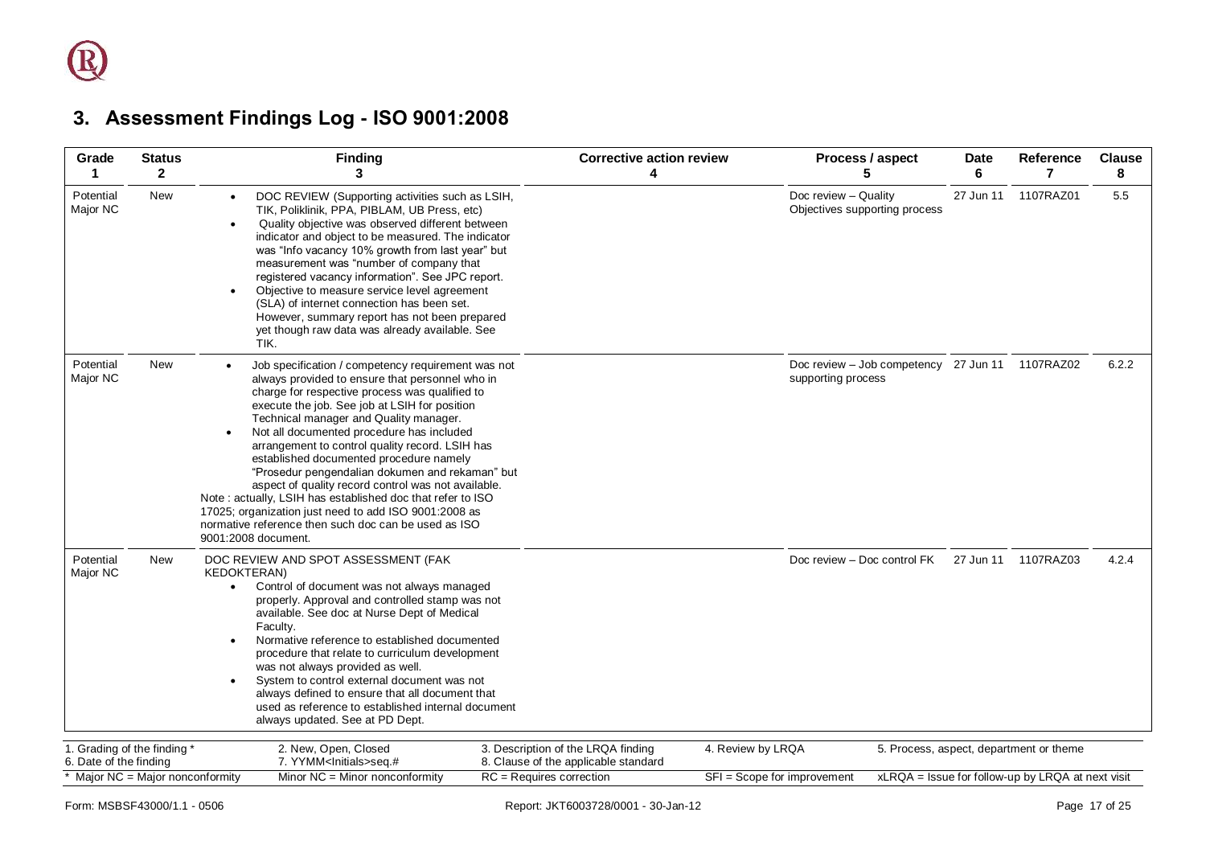## 3. Assessment Findings Log - ISO 9001:2008

| Grade 1 | Status 2 | Finding 3 | Corrective action review 4 | Process / aspect 5 | Date 6 | Reference 7 | Clause 8 |
|---|---|---|---|---|---|---|---|
| Potential Major NC | New | • DOC REVIEW (Supporting activities such as LSIH, TIK, Poliklinik, PPA, PIBLAM, UB Press, etc)<br>• Quality objective was observed different between indicator and object to be measured. The indicator was "Info vacancy 10% growth from last year" but measurement was "number of company that registered vacancy information". See JPC report.<br>• Objective to measure service level agreement (SLA) of internet connection has been set. However, summary report has not been prepared yet though raw data was already available. See TIK. | | Doc review – Quality Objectives supporting process | 27 Jun 11 | 1107RAZ01 | 5.5 |
| Potential Major NC | New | • Job specification / competency requirement was not always provided to ensure that personnel who in charge for respective process was qualified to execute the job. See job at LSIH for position Technical manager and Quality manager.<br>• Not all documented procedure has included arrangement to control quality record. LSIH has established documented procedure namely "Prosedur pengendalian dokumen and rekaman" but aspect of quality record control was not available.<br>Note : actually, LSIH has established doc that refer to ISO 17025; organization just need to add ISO 9001:2008 as normative reference then such doc can be used as ISO 9001:2008 document. | | Doc review – Job competency supporting process | 27 Jun 11 | 1107RAZ02 | 6.2.2 |
| Potential Major NC | New | DOC REVIEW AND SPOT ASSESSMENT (FAK KEDOKTERAN)<br>• Control of document was not always managed properly. Approval and controlled stamp was not available. See doc at Nurse Dept of Medical Faculty.<br>• Normative reference to established documented procedure that relate to curriculum development was not always provided as well.<br>• System to control external document was not always defined to ensure that all document that used as reference to established internal document always updated. See at PD Dept. | | Doc review – Doc control FK | 27 Jun 11 | 1107RAZ03 | 4.2.4 |

1. Grading of the finding * | 2. New, Open, Closed | 3. Description of the LRQA finding | 4. Review by LRQA | 5. Process, aspect, department or theme
6. Date of the finding | 7. YYMM<Initials>seq.# | 8. Clause of the applicable standard

* Major NC = Major nonconformity | Minor NC = Minor nonconformity | RC = Requires correction | SFI = Scope for improvement | xLRQA = Issue for follow-up by LRQA at next visit

Form: MSBSF43000/1.1 - 0506 | Report: JKT6003728/0001 - 30-Jan-12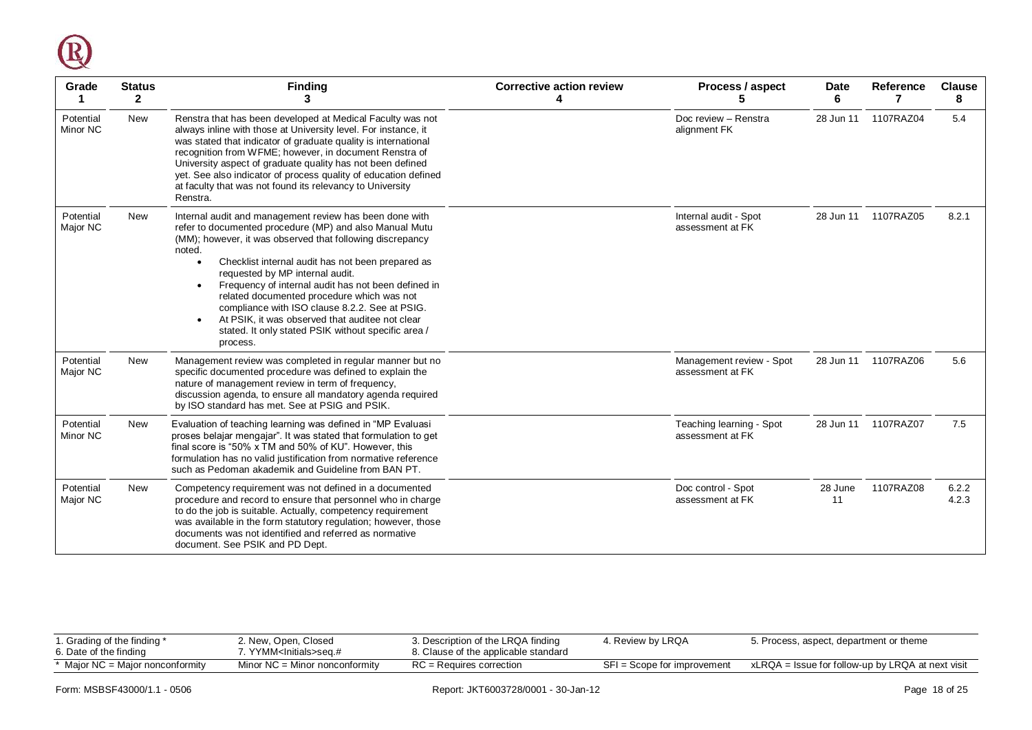| Grade 1 | Status 2 | Finding 3 | Corrective action review 4 | Process / aspect 5 | Date 6 | Reference 7 | Clause 8 |
|---|---|---|---|---|---|---|---|
| Potential Minor NC | New | Renstra that has been developed at Medical Faculty was not always inline with those at University level. For instance, it was stated that indicator of graduate quality is international recognition from WFME; however, in document Renstra of University aspect of graduate quality has not been defined yet. See also indicator of process quality of education defined at faculty that was not found its relevancy to University Renstra. | | Doc review – Renstra alignment FK | 28 Jun 11 | 1107RAZ04 | 5.4 |
| Potential Major NC | New | Internal audit and management review has been done with refer to documented procedure (MP) and also Manual Mutu (MM); however, it was observed that following discrepancy noted.<br>• Checklist internal audit has not been prepared as requested by MP internal audit.<br>• Frequency of internal audit has not been defined in related documented procedure which was not compliance with ISO clause 8.2.2. See at PSIG.<br>• At PSIK, it was observed that auditee not clear stated. It only stated PSIK without specific area / process. | | Internal audit - Spot assessment at FK | 28 Jun 11 | 1107RAZ05 | 8.2.1 |
| Potential Major NC | New | Management review was completed in regular manner but no specific documented procedure was defined to explain the nature of management review in term of frequency, discussion agenda, to ensure all mandatory agenda required by ISO standard has met. See at PSIG and PSIK. | | Management review - Spot assessment at FK | 28 Jun 11 | 1107RAZ06 | 5.6 |
| Potential Minor NC | New | Evaluation of teaching learning was defined in "MP Evaluasi proses belajar mengajar". It was stated that formulation to get final score is "50% x TM and 50% of KU". However, this formulation has no valid justification from normative reference such as Pedoman akademik and Guideline from BAN PT. | | Teaching learning - Spot assessment at FK | 28 Jun 11 | 1107RAZ07 | 7.5 |
| Potential Major NC | New | Competency requirement was not defined in a documented procedure and record to ensure that personnel who in charge to do the job is suitable. Actually, competency requirement was available in the form statutory regulation; however, those documents was not identified and referred as normative document. See PSIK and PD Dept. | | Doc control - Spot assessment at FK | 28 June 11 | 1107RAZ08 | 6.2.2<br>4.2.3 |

| | | | | |
|---|---|---|---|---|
| 1. Grading of the finding *<br>6. Date of the finding | 2. New, Open, Closed<br>7. YYMM<Initials>seq.# | 3. Description of the LRQA finding<br>8. Clause of the applicable standard | 4. Review by LRQA | 5. Process, aspect, department or theme |
| * Major NC = Major nonconformity | Minor NC = Minor nonconformity | RC = Requires correction | SFI = Scope for improvement | xLRQA = Issue for follow-up by LRQA at next visit |

Form: MSBSF43000/1.1 - 0506

Report: JKT6003728/0001 - 30-Jan-12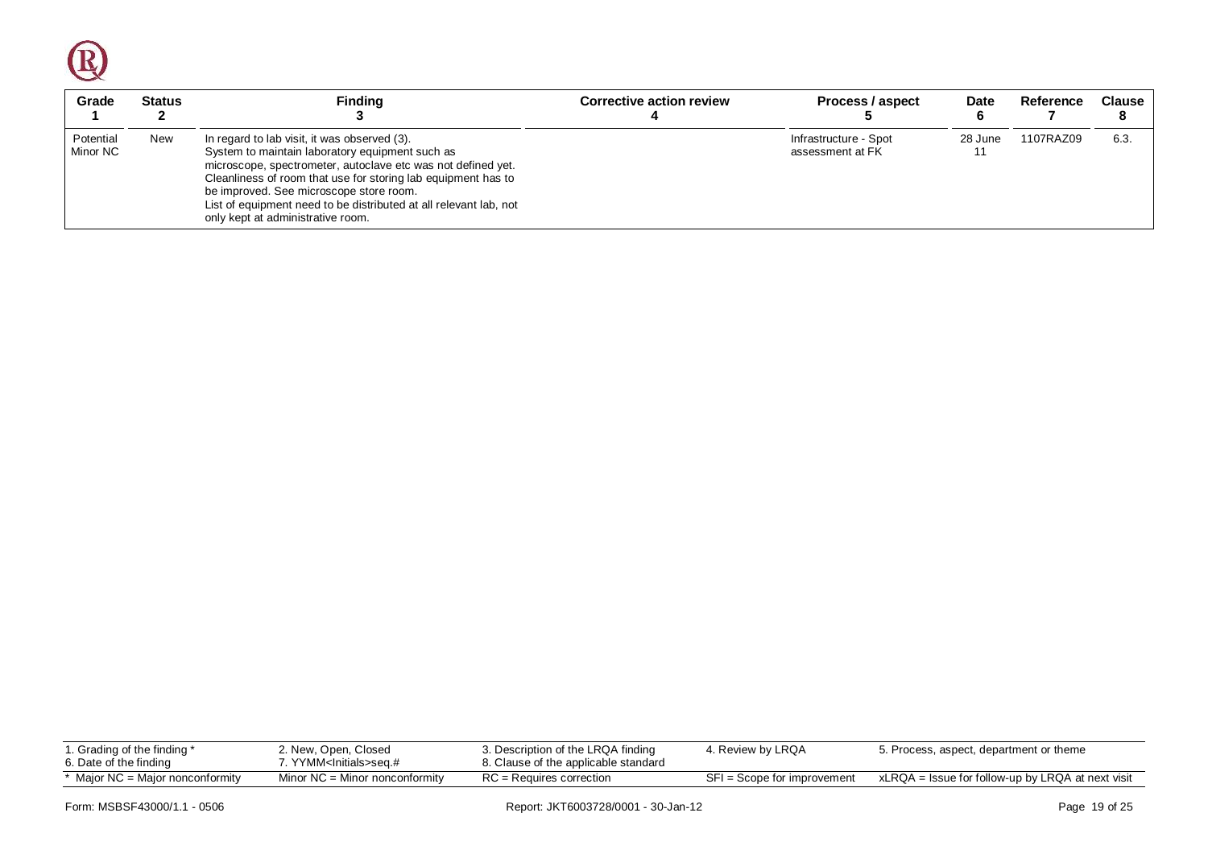| Grade 1 | Status 2 | Finding 3 | Corrective action review 4 | Process / aspect 5 | Date 6 | Reference 7 | Clause 8 |
|---|---|---|---|---|---|---|---|
| Potential Minor NC | New | In regard to lab visit, it was observed (3). System to maintain laboratory equipment such as microscope, spectrometer, autoclave etc was not defined yet. Cleanliness of room that use for storing lab equipment has to be improved. See microscope store room. List of equipment need to be distributed at all relevant lab, not only kept at administrative room. | | Infrastructure - Spot assessment at FK | 28 June 11 | 1107RAZ09 | 6.3. |

| 1. Grading of the finding * | 2. New, Open, Closed | 3. Description of the LRQA finding | 4. Review by LRQA | 5. Process, aspect, department or theme |
|---|---|---|---|---|
| 6. Date of the finding | 7. YYMM<Initials>seq.# | 8. Clause of the applicable standard | | |
| * Major NC = Major nonconformity | Minor NC = Minor nonconformity | RC = Requires correction | SFI = Scope for improvement | xLRQA = Issue for follow-up by LRQA at next visit |

Form: MSBSF43000/1.1 - 0506 Report: JKT6003728/0001 - 30-Jan-12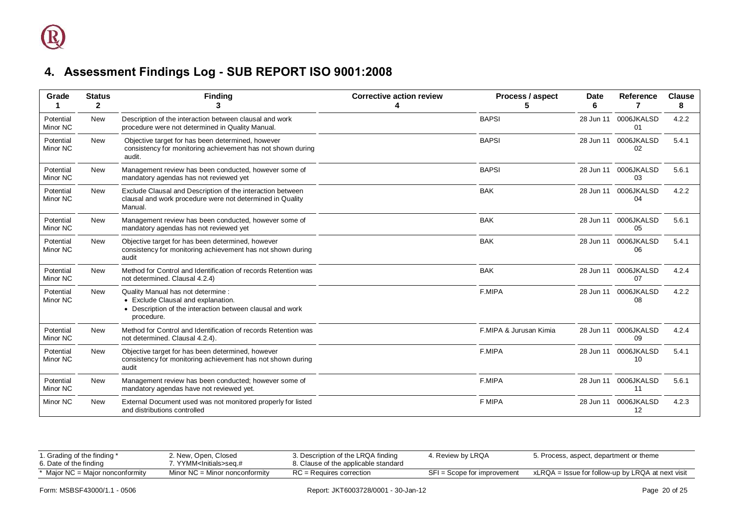## 4. Assessment Findings Log - SUB REPORT ISO 9001:2008

| Grade<br>1 | Status<br>2 | Finding<br>3 | Corrective action review<br>4 | Process / aspect<br>5 | Date<br>6 | Reference<br>7 | Clause<br>8 |
|---|---|---|---|---|---|---|---|
| Potential Minor NC | New | Description of the interaction between clausal and work procedure were not determined in Quality Manual. | | BAPSI | 28 Jun 11 | 0006JKALSD 01 | 4.2.2 |
| Potential Minor NC | New | Objective target for has been determined, however consistency for monitoring achievement has not shown during audit. | | BAPSI | 28 Jun 11 | 0006JKALSD 02 | 5.4.1 |
| Potential Minor NC | New | Management review has been conducted, however some of mandatory agendas has not reviewed yet | | BAPSI | 28 Jun 11 | 0006JKALSD 03 | 5.6.1 |
| Potential Minor NC | New | Exclude Clausal and Description of the interaction between clausal and work procedure were not determined in Quality Manual. | | BAK | 28 Jun 11 | 0006JKALSD 04 | 4.2.2 |
| Potential Minor NC | New | Management review has been conducted, however some of mandatory agendas has not reviewed yet | | BAK | 28 Jun 11 | 0006JKALSD 05 | 5.6.1 |
| Potential Minor NC | New | Objective target for has been determined, however consistency for monitoring achievement has not shown during audit | | BAK | 28 Jun 11 | 0006JKALSD 06 | 5.4.1 |
| Potential Minor NC | New | Method for Control and Identification of records Retention was not determined. Clausal 4.2.4) | | BAK | 28 Jun 11 | 0006JKALSD 07 | 4.2.4 |
| Potential Minor NC | New | Quality Manual has not determine :<br>• Exclude Clausal and explanation.<br>• Description of the interaction between clausal and work procedure. | | F.MIPA | 28 Jun 11 | 0006JKALSD 08 | 4.2.2 |
| Potential Minor NC | New | Method for Control and Identification of records Retention was not determined. Clausal 4.2.4). | | F.MIPA & Jurusan Kimia | 28 Jun 11 | 0006JKALSD 09 | 4.2.4 |
| Potential Minor NC | New | Objective target for has been determined, however consistency for monitoring achievement has not shown during audit | | F.MIPA | 28 Jun 11 | 0006JKALSD 10 | 5.4.1 |
| Potential Minor NC | New | Management review has been conducted; however some of mandatory agendas have not reviewed yet. | | F.MIPA | 28 Jun 11 | 0006JKALSD 11 | 5.6.1 |
| Minor NC | New | External Document used was not monitored properly for listed and distributions controlled | | F MIPA | 28 Jun 11 | 0006JKALSD 12 | 4.2.3 |

| 1. Grading of the finding *<br>6. Date of the finding | 2. New, Open, Closed<br>7. YYMM<Initials>seq.# | 3. Description of the LRQA finding<br>8. Clause of the applicable standard | 4. Review by LRQA | 5. Process, aspect, department or theme |
|---|---|---|---|---|
| * Major NC = Major nonconformity | Minor NC = Minor nonconformity | RC = Requires correction | SFI = Scope for improvement | xLRQA = Issue for follow-up by LRQA at next visit |

Form: MSBSF43000/1.1 - 0506 Report: JKT6003728/0001 - 30-Jan-12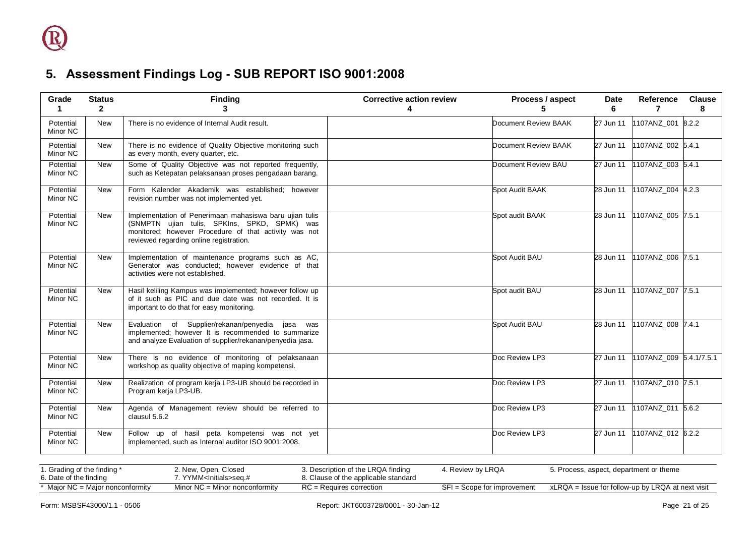## 5. Assessment Findings Log - SUB REPORT ISO 9001:2008

| Grade 1 | Status 2 | Finding 3 | Corrective action review 4 | Process / aspect 5 | Date 6 | Reference 7 | Clause 8 |
|---|---|---|---|---|---|---|---|
| Potential Minor NC | New | There is no evidence of Internal Audit result. | | Document Review BAAK | 27 Jun 11 | 1107ANZ_001 | 8.2.2 |
| Potential Minor NC | New | There is no evidence of Quality Objective monitoring such as every month, every quarter, etc. | | Document Review BAAK | 27 Jun 11 | 1107ANZ_002 | 5.4.1 |
| Potential Minor NC | New | Some of Quality Objective was not reported frequently, such as Ketepatan pelaksanaan proses pengadaan barang. | | Document Review BAU | 27 Jun 11 | 1107ANZ_003 | 5.4.1 |
| Potential Minor NC | New | Form Kalender Akademik was established; however revision number was not implemented yet. | | Spot Audit BAAK | 28 Jun 11 | 1107ANZ_004 | 4.2.3 |
| Potential Minor NC | New | Implementation of Penerimaan mahasiswa baru ujian tulis (SNMPTN ujian tulis, SPKIns, SPKD, SPMK) was monitored; however Procedure of that activity was not reviewed regarding online registration. | | Spot audit BAAK | 28 Jun 11 | 1107ANZ_005 | 7.5.1 |
| Potential Minor NC | New | Implementation of maintenance programs such as AC, Generator was conducted; however evidence of that activities were not established. | | Spot Audit BAU | 28 Jun 11 | 1107ANZ_006 | 7.5.1 |
| Potential Minor NC | New | Hasil keliling Kampus was implemented; however follow up of it such as PIC and due date was not recorded. It is important to do that for easy monitoring. | | Spot audit BAU | 28 Jun 11 | 1107ANZ_007 | 7.5.1 |
| Potential Minor NC | New | Evaluation of Supplier/rekanan/penyedia jasa was implemented; however It is recommended to summarize and analyze Evaluation of supplier/rekanan/penyedia jasa. | | Spot Audit BAU | 28 Jun 11 | 1107ANZ_008 | 7.4.1 |
| Potential Minor NC | New | There is no evidence of monitoring of pelaksanaan workshop as quality objective of maping kompetensi. | | Doc Review LP3 | 27 Jun 11 | 1107ANZ_009 | 5.4.1/7.5.1 |
| Potential Minor NC | New | Realization of program kerja LP3-UB should be recorded in Program kerja LP3-UB. | | Doc Review LP3 | 27 Jun 11 | 1107ANZ_010 | 7.5.1 |
| Potential Minor NC | New | Agenda of Management review should be referred to clausul 5.6.2 | | Doc Review LP3 | 27 Jun 11 | 1107ANZ_011 | 5.6.2 |
| Potential Minor NC | New | Follow up of hasil peta kompetensi was not yet implemented, such as Internal auditor ISO 9001:2008. | | Doc Review LP3 | 27 Jun 11 | 1107ANZ_012 | 6.2.2 |

1. Grading of the finding * | 2. New, Open, Closed | 3. Description of the LRQA finding | 4. Review by LRQA | 5. Process, aspect, department or theme
6. Date of the finding | 7. YYMM<Initials>seq.# | 8. Clause of the applicable standard

* Major NC = Major nonconformity | Minor NC = Minor nonconformity | RC = Requires correction | SFI = Scope for improvement | xLRQA = Issue for follow-up by LRQA at next visit

Form: MSBSF43000/1.1 - 0506 Report: JKT6003728/0001 - 30-Jan-12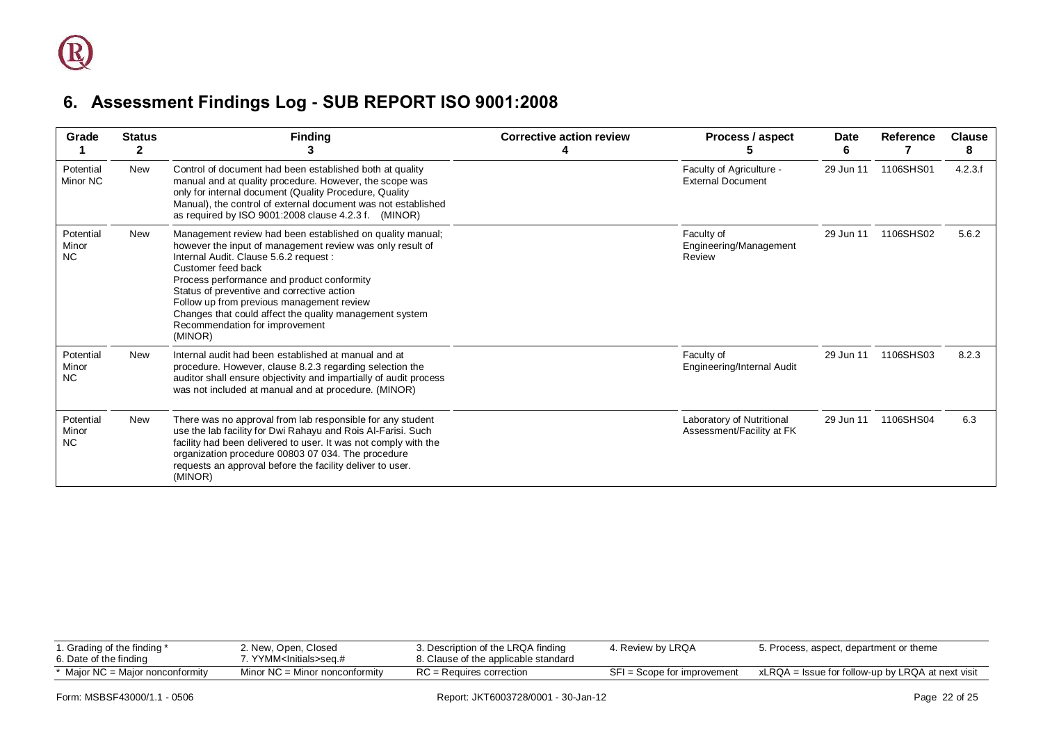## 6. Assessment Findings Log - SUB REPORT ISO 9001:2008

| Grade<br>1 | Status<br>2 | Finding<br>3 | Corrective action review<br>4 | Process / aspect<br>5 | Date<br>6 | Reference<br>7 | Clause<br>8 |
|---|---|---|---|---|---|---|---|
| Potential Minor NC | New | Control of document had been established both at quality manual and at quality procedure. However, the scope was only for internal document (Quality Procedure, Quality Manual), the control of external document was not established as required by ISO 9001:2008 clause 4.2.3 f. (MINOR) | | Faculty of Agriculture - External Document | 29 Jun 11 | 1106SHS01 | 4.2.3.f |
| Potential Minor NC | New | Management review had been established on quality manual; however the input of management review was only result of Internal Audit. Clause 5.6.2 request :<br>Customer feed back<br>Process performance and product conformity<br>Status of preventive and corrective action<br>Follow up from previous management review<br>Changes that could affect the quality management system<br>Recommendation for improvement<br>(MINOR) | | Faculty of Engineering/Management Review | 29 Jun 11 | 1106SHS02 | 5.6.2 |
| Potential Minor NC | New | Internal audit had been established at manual and at procedure. However, clause 8.2.3 regarding selection the auditor shall ensure objectivity and impartially of audit process was not included at manual and at procedure. (MINOR) | | Faculty of Engineering/Internal Audit | 29 Jun 11 | 1106SHS03 | 8.2.3 |
| Potential Minor NC | New | There was no approval from lab responsible for any student use the lab facility for Dwi Rahayu and Rois Al-Farisi. Such facility had been delivered to user. It was not comply with the organization procedure 00803 07 034. The procedure requests an approval before the facility deliver to user. (MINOR) | | Laboratory of Nutritional Assessment/Facility at FK | 29 Jun 11 | 1106SHS04 | 6.3 |

| 1. Grading of the finding *<br>6. Date of the finding | 2. New, Open, Closed<br>7. YYMM<Initials>seq.# | 3. Description of the LRQA finding<br>8. Clause of the applicable standard | 4. Review by LRQA | 5. Process, aspect, department or theme |
|---|---|---|---|---|
| * Major NC = Major nonconformity | Minor NC = Minor nonconformity | RC = Requires correction | SFI = Scope for improvement | xLRQA = Issue for follow-up by LRQA at next visit |

Form: MSBSF43000/1.1 - 0506 Report: JKT6003728/0001 - 30-Jan-12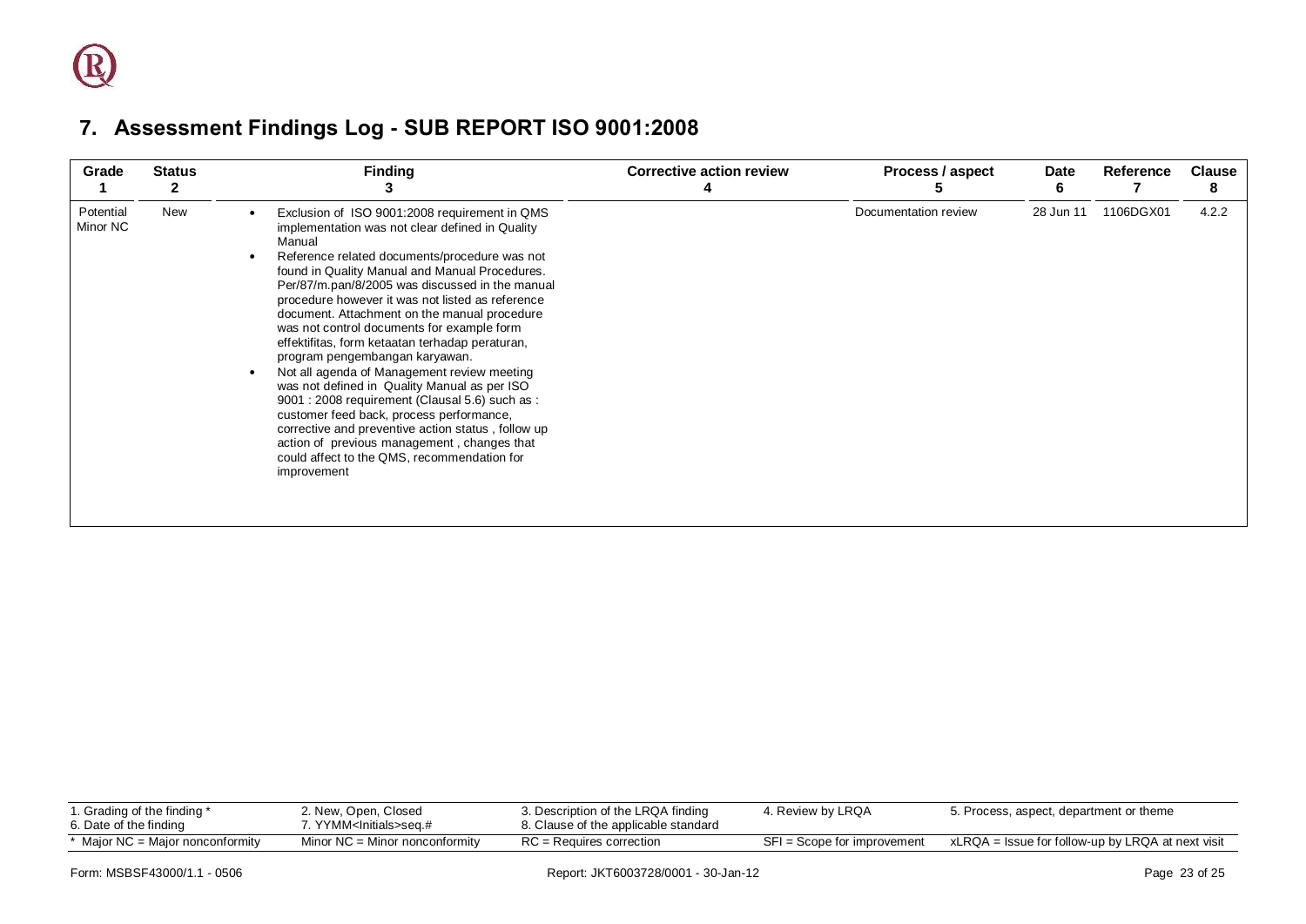## 7. Assessment Findings Log - SUB REPORT ISO 9001:2008

| Grade 1 | Status 2 | Finding 3 | Corrective action review 4 | Process / aspect 5 | Date 6 | Reference 7 | Clause 8 |
|---|---|---|---|---|---|---|---|
| Potential Minor NC | New | • Exclusion of ISO 9001:2008 requirement in QMS implementation was not clear defined in Quality Manual<br>• Reference related documents/procedure was not found in Quality Manual and Manual Procedures. Per/87/m.pan/8/2005 was discussed in the manual procedure however it was not listed as reference document. Attachment on the manual procedure was not control documents for example form effektifitas, form ketaatan terhadap peraturan, program pengembangan karyawan.<br>• Not all agenda of Management review meeting was not defined in Quality Manual as per ISO 9001 : 2008 requirement (Clausal 5.6) such as : customer feed back, process performance, corrective and preventive action status , follow up action of previous management , changes that could affect to the QMS, recommendation for improvement | | Documentation review | 28 Jun 11 | 1106DGX01 | 4.2.2 |

| | | | | |
|---|---|---|---|---|
| 1. Grading of the finding *<br>6. Date of the finding | 2. New, Open, Closed<br>7. YYMM<Initials>seq.# | 3. Description of the LRQA finding<br>8. Clause of the applicable standard | 4. Review by LRQA | 5. Process, aspect, department or theme |
| * Major NC = Major nonconformity | Minor NC = Minor nonconformity | RC = Requires correction | SFI = Scope for improvement | xLRQA = Issue for follow-up by LRQA at next visit |

Form: MSBSF43000/1.1 - 0506

Report: JKT6003728/0001 - 30-Jan-12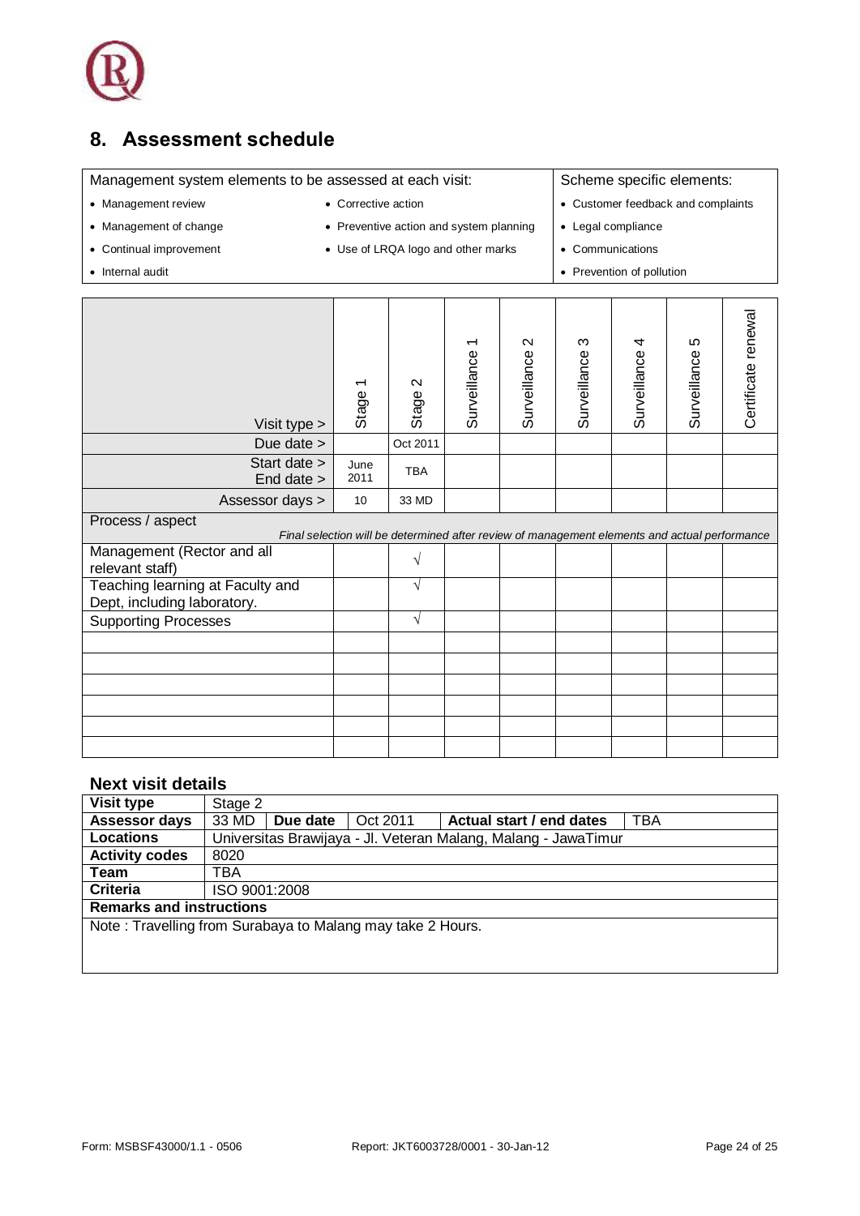## 8. Assessment schedule

| Management system elements to be assessed at each visit: | | Scheme specific elements: |
|---|---|---|
| • Management review | • Corrective action | • Customer feedback and complaints |
| • Management of change | • Preventive action and system planning | • Legal compliance |
| • Continual improvement | • Use of LRQA logo and other marks | • Communications |
| • Internal audit | | • Prevention of pollution |

| Visit type > | Stage 1 | Stage 2 | Surveillance 1 | Surveillance 2 | Surveillance 3 | Surveillance 4 | Surveillance 5 | Certificate renewal |
|---|---|---|---|---|---|---|---|---|
| Due date > | | Oct 2011 | | | | | | |
| Start date > End date > | June 2011 | TBA | | | | | | |
| Assessor days > | 10 | 33 MD | | | | | | |
| Process / aspect *Final selection will be determined after review of management elements and actual performance* | | | | | | | | |
| Management (Rector and all relevant staff) | | √ | | | | | | |
| Teaching learning at Faculty and Dept, including laboratory. | | √ | | | | | | |
| Supporting Processes | | √ | | | | | | |
| | | | | | | | | |
| | | | | | | | | |
| | | | | | | | | |
| | | | | | | | | |
| | | | | | | | | |
| | | | | | | | | |

### Next visit details

| **Visit type** | Stage 2 | | | | |
|---|---|---|---|---|---|
| **Assessor days** | 33 MD | **Due date** | Oct 2011 | **Actual start / end dates** | TBA |
| **Locations** | Universitas Brawijaya - Jl. Veteran Malang, Malang - JawaTimur | | | | |
| **Activity codes** | 8020 | | | | |
| **Team** | TBA | | | | |
| **Criteria** | ISO 9001:2008 | | | | |

**Remarks and instructions**

Note : Travelling from Surabaya to Malang may take 2 Hours.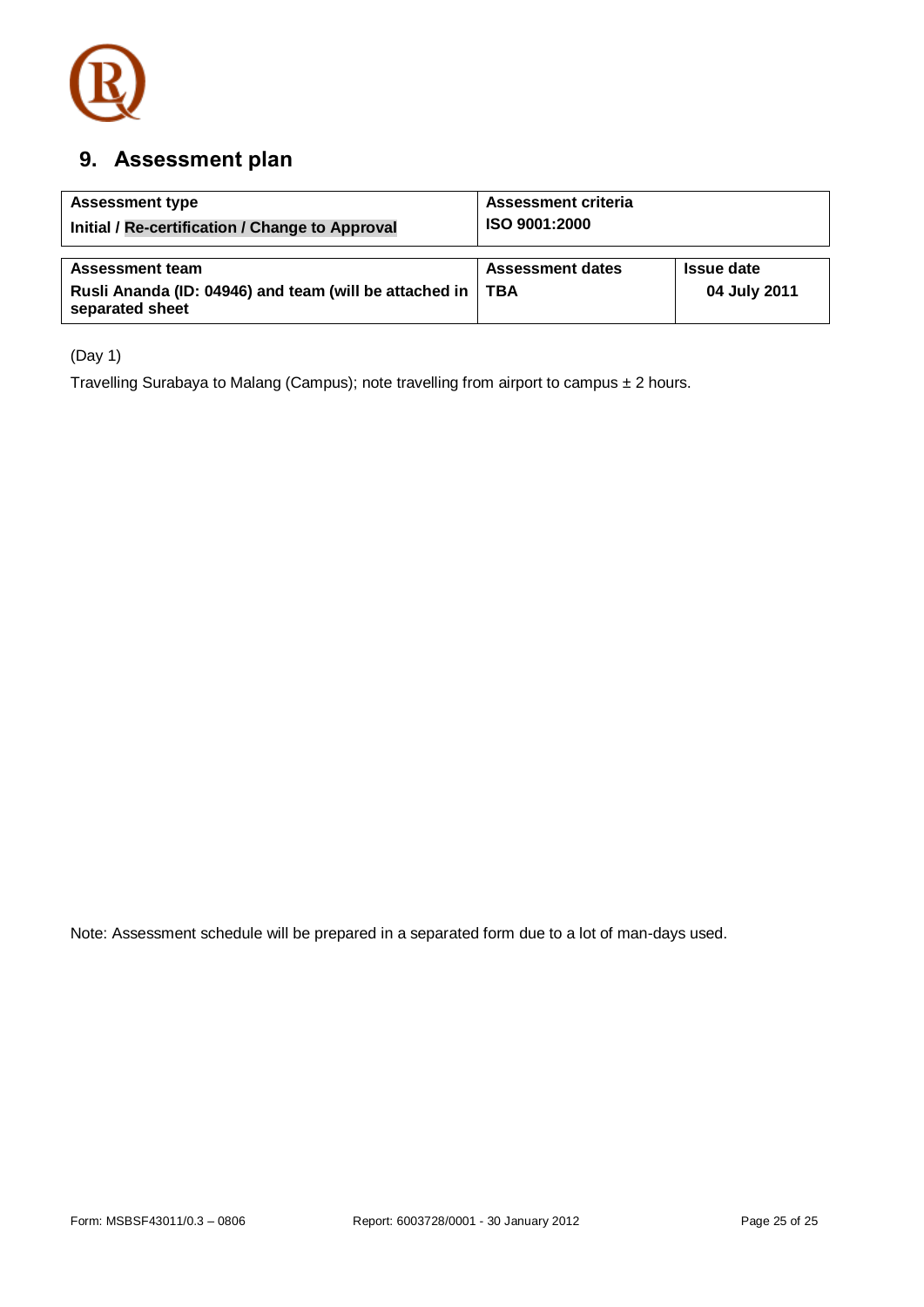## 9. Assessment plan

| Assessment type | Assessment criteria |
|---|---|
| **Initial / Re-certification / Change to Approval** | **ISO 9001:2000** |

| Assessment team | Assessment dates | Issue date |
|---|---|---|
| **Rusli Ananda (ID: 04946) and team (will be attached in separated sheet** | **TBA** | **04 July 2011** |

(Day 1)

Travelling Surabaya to Malang (Campus); note travelling from airport to campus ± 2 hours.

Note: Assessment schedule will be prepared in a separated form due to a lot of man-days used.

Form: MSBSF43011/0.3 – 0806 Report: 6003728/0001 - 30 January 2012